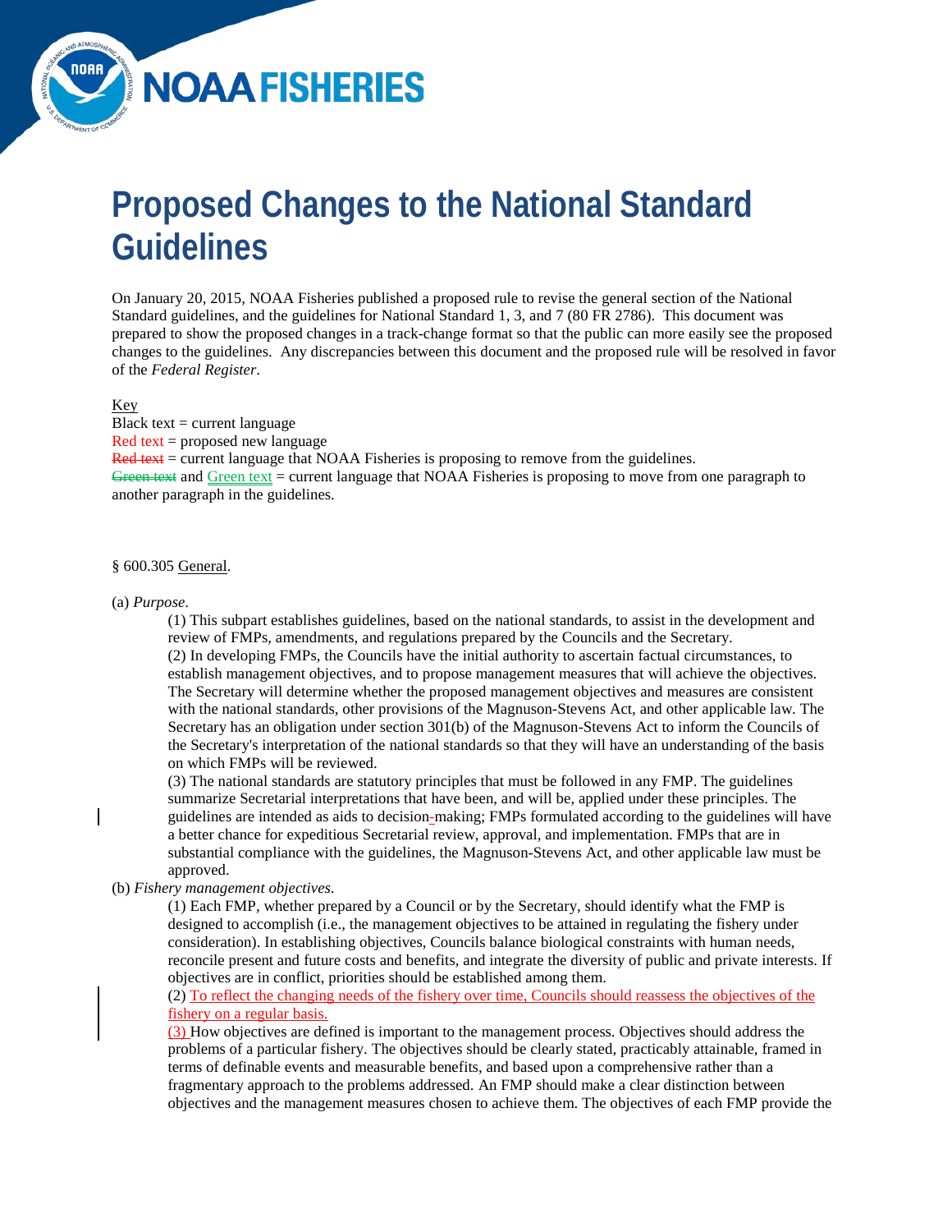NOAA FISHERIES

# Proposed Changes to the National Standard Guidelines

On January 20, 2015, NOAA Fisheries published a proposed rule to revise the general section of the National Standard guidelines, and the guidelines for National Standard 1, 3, and 7 (80 FR 2786). This document was prepared to show the proposed changes in a track-change format so that the public can more easily see the proposed changes to the guidelines. Any discrepancies between this document and the proposed rule will be resolved in favor of the *Federal Register*.

Key

Black text = current language

Red text = proposed new language

~~Red text~~ = current language that NOAA Fisheries is proposing to remove from the guidelines.

~~Green text~~ and Green text = current language that NOAA Fisheries is proposing to move from one paragraph to another paragraph in the guidelines.

§ 600.305 General.

(a) *Purpose*.

(1) This subpart establishes guidelines, based on the national standards, to assist in the development and review of FMPs, amendments, and regulations prepared by the Councils and the Secretary.

(2) In developing FMPs, the Councils have the initial authority to ascertain factual circumstances, to establish management objectives, and to propose management measures that will achieve the objectives. The Secretary will determine whether the proposed management objectives and measures are consistent with the national standards, other provisions of the Magnuson-Stevens Act, and other applicable law. The Secretary has an obligation under section 301(b) of the Magnuson-Stevens Act to inform the Councils of the Secretary's interpretation of the national standards so that they will have an understanding of the basis on which FMPs will be reviewed.

(3) The national standards are statutory principles that must be followed in any FMP. The guidelines summarize Secretarial interpretations that have been, and will be, applied under these principles. The guidelines are intended as aids to decision-making; FMPs formulated according to the guidelines will have a better chance for expeditious Secretarial review, approval, and implementation. FMPs that are in substantial compliance with the guidelines, the Magnuson-Stevens Act, and other applicable law must be approved.

(b) *Fishery management objectives*.

(1) Each FMP, whether prepared by a Council or by the Secretary, should identify what the FMP is designed to accomplish (i.e., the management objectives to be attained in regulating the fishery under consideration). In establishing objectives, Councils balance biological constraints with human needs, reconcile present and future costs and benefits, and integrate the diversity of public and private interests. If objectives are in conflict, priorities should be established among them.

(2) To reflect the changing needs of the fishery over time, Councils should reassess the objectives of the fishery on a regular basis.

(3) How objectives are defined is important to the management process. Objectives should address the problems of a particular fishery. The objectives should be clearly stated, practicably attainable, framed in terms of definable events and measurable benefits, and based upon a comprehensive rather than a fragmentary approach to the problems addressed. An FMP should make a clear distinction between objectives and the management measures chosen to achieve them. The objectives of each FMP provide the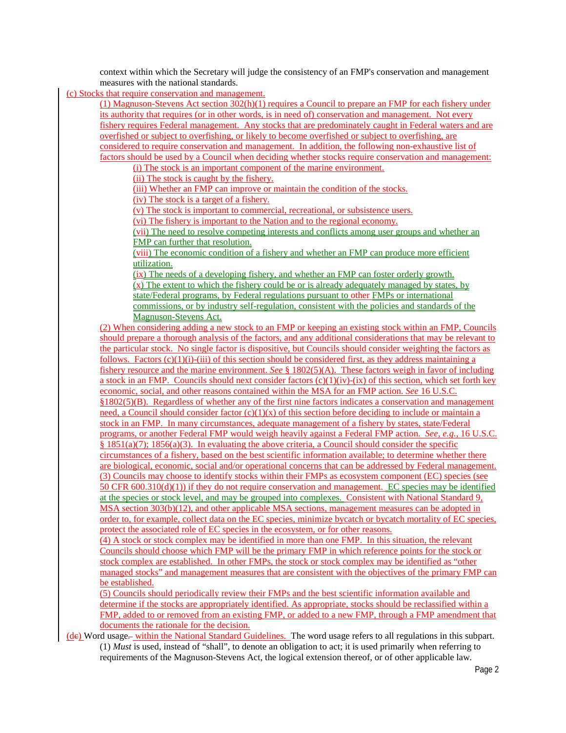context within which the Secretary will judge the consistency of an FMP's conservation and management measures with the national standards.

(c) Stocks that require conservation and management.

(1) Magnuson-Stevens Act section 302(h)(1) requires a Council to prepare an FMP for each fishery under its authority that requires (or in other words, is in need of) conservation and management. Not every fishery requires Federal management. Any stocks that are predominately caught in Federal waters and are overfished or subject to overfishing, or likely to become overfished or subject to overfishing, are considered to require conservation and management. In addition, the following non-exhaustive list of factors should be used by a Council when deciding whether stocks require conservation and management:

(i) The stock is an important component of the marine environment.

(ii) The stock is caught by the fishery.

(iii) Whether an FMP can improve or maintain the condition of the stocks.

(iv) The stock is a target of a fishery.

(v) The stock is important to commercial, recreational, or subsistence users.

(vi) The fishery is important to the Nation and to the regional economy.

(vii) The need to resolve competing interests and conflicts among user groups and whether an FMP can further that resolution.

(viii) The economic condition of a fishery and whether an FMP can produce more efficient utilization.

(ix) The needs of a developing fishery, and whether an FMP can foster orderly growth.

(x) The extent to which the fishery could be or is already adequately managed by states, by state/Federal programs, by Federal regulations pursuant to other FMPs or international commissions, or by industry self-regulation, consistent with the policies and standards of the Magnuson-Stevens Act.

(2) When considering adding a new stock to an FMP or keeping an existing stock within an FMP, Councils should prepare a thorough analysis of the factors, and any additional considerations that may be relevant to the particular stock. No single factor is dispositive, but Councils should consider weighting the factors as follows. Factors (c)(1)(i)-(iii) of this section should be considered first, as they address maintaining a fishery resource and the marine environment. *See* § 1802(5)(A). These factors weigh in favor of including a stock in an FMP. Councils should next consider factors (c)(1)(iv)-(ix) of this section, which set forth key economic, social, and other reasons contained within the MSA for an FMP action. *See* 16 U.S.C. §1802(5)(B). Regardless of whether any of the first nine factors indicates a conservation and management need, a Council should consider factor (c)(1)(x) of this section before deciding to include or maintain a stock in an FMP. In many circumstances, adequate management of a fishery by states, state/Federal programs, or another Federal FMP would weigh heavily against a Federal FMP action. *See, e.g.,* 16 U.S.C. § 1851(a)(7); 1856(a)(3). In evaluating the above criteria, a Council should consider the specific circumstances of a fishery, based on the best scientific information available; to determine whether there are biological, economic, social and/or operational concerns that can be addressed by Federal management.

(3) Councils may choose to identify stocks within their FMPs as ecosystem component (EC) species (see 50 CFR 600.310(d)(1)) if they do not require conservation and management. EC species may be identified at the species or stock level, and may be grouped into complexes. Consistent with National Standard 9, MSA section 303(b)(12), and other applicable MSA sections, management measures can be adopted in order to, for example, collect data on the EC species, minimize bycatch or bycatch mortality of EC species, protect the associated role of EC species in the ecosystem, or for other reasons.

(4) A stock or stock complex may be identified in more than one FMP. In this situation, the relevant Councils should choose which FMP will be the primary FMP in which reference points for the stock or stock complex are established. In other FMPs, the stock or stock complex may be identified as "other managed stocks" and management measures that are consistent with the objectives of the primary FMP can be established.

(5) Councils should periodically review their FMPs and the best scientific information available and determine if the stocks are appropriately identified. As appropriate, stocks should be reclassified within a FMP, added to or removed from an existing FMP, or added to a new FMP, through a FMP amendment that documents the rationale for the decision.

(dc) Word usage. within the National Standard Guidelines. The word usage refers to all regulations in this subpart.

(1) *Must* is used, instead of "shall", to denote an obligation to act; it is used primarily when referring to requirements of the Magnuson-Stevens Act, the logical extension thereof, or of other applicable law.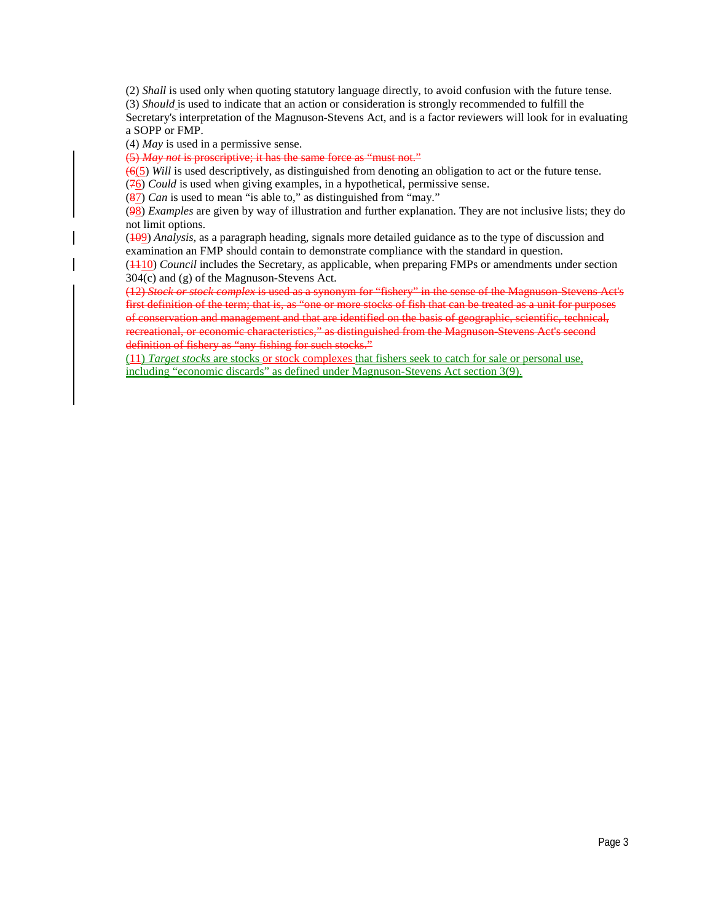(2) *Shall* is used only when quoting statutory language directly, to avoid confusion with the future tense.
(3) *Should* is used to indicate that an action or consideration is strongly recommended to fulfill the Secretary's interpretation of the Magnuson-Stevens Act, and is a factor reviewers will look for in evaluating a SOPP or FMP.
(4) *May* is used in a permissive sense.
~~(5) *May not* is proscriptive; it has the same force as "must not."~~
~~(6~~(5) *Will* is used descriptively, as distinguished from denoting an obligation to act or the future tense.
(~~7~~6) *Could* is used when giving examples, in a hypothetical, permissive sense.
(~~8~~7) *Can* is used to mean "is able to," as distinguished from "may."
(~~9~~8) *Examples* are given by way of illustration and further explanation. They are not inclusive lists; they do not limit options.
(~~10~~9) *Analysis,* as a paragraph heading, signals more detailed guidance as to the type of discussion and examination an FMP should contain to demonstrate compliance with the standard in question.
(~~11~~10) *Council* includes the Secretary, as applicable, when preparing FMPs or amendments under section 304(c) and (g) of the Magnuson-Stevens Act.
~~(12) *Stock or stock complex* is used as a synonym for "fishery" in the sense of the Magnuson-Stevens Act's first definition of the term; that is, as "one or more stocks of fish that can be treated as a unit for purposes of conservation and management and that are identified on the basis of geographic, scientific, technical, recreational, or economic characteristics," as distinguished from the Magnuson-Stevens Act's second definition of fishery as "any fishing for such stocks."~~
(11) *Target stocks* are stocks or stock complexes that fishers seek to catch for sale or personal use, including "economic discards" as defined under Magnuson-Stevens Act section 3(9).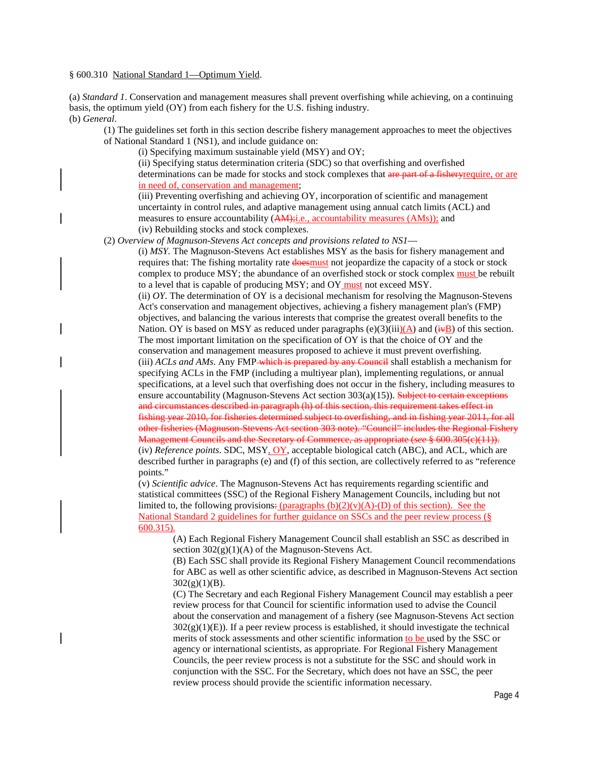§ 600.310 National Standard 1—Optimum Yield.

(a) *Standard 1*. Conservation and management measures shall prevent overfishing while achieving, on a continuing basis, the optimum yield (OY) from each fishery for the U.S. fishing industry.

(b) *General*.

(1) The guidelines set forth in this section describe fishery management approaches to meet the objectives of National Standard 1 (NS1), and include guidance on:

(i) Specifying maximum sustainable yield (MSY) and OY;

(ii) Specifying status determination criteria (SDC) so that overfishing and overfished determinations can be made for stocks and stock complexes that ~~are part of a fishery~~require, or are in need of, conservation and management;

(iii) Preventing overfishing and achieving OY, incorporation of scientific and management uncertainty in control rules, and adaptive management using annual catch limits (ACL) and measures to ensure accountability (~~AM);~~i.e., accountability measures (AMs)); and

(iv) Rebuilding stocks and stock complexes.

(2) *Overview of Magnuson-Stevens Act concepts and provisions related to NS1*—

(i) *MSY*. The Magnuson-Stevens Act establishes MSY as the basis for fishery management and requires that: The fishing mortality rate ~~does~~must not jeopardize the capacity of a stock or stock complex to produce MSY; the abundance of an overfished stock or stock complex must be rebuilt to a level that is capable of producing MSY; and OY must not exceed MSY.

(ii) *OY*. The determination of OY is a decisional mechanism for resolving the Magnuson-Stevens Act's conservation and management objectives, achieving a fishery management plan's (FMP) objectives, and balancing the various interests that comprise the greatest overall benefits to the Nation. OY is based on MSY as reduced under paragraphs (e)(3)(iii)(A) and (~~iv~~B) of this section. The most important limitation on the specification of OY is that the choice of OY and the conservation and management measures proposed to achieve it must prevent overfishing.

(iii) *ACLs and AMs*. Any FMP~~ which is prepared by any Council~~ shall establish a mechanism for specifying ACLs in the FMP (including a multiyear plan), implementing regulations, or annual specifications, at a level such that overfishing does not occur in the fishery, including measures to ensure accountability (Magnuson-Stevens Act section 303(a)(15)). ~~Subject to certain exceptions and circumstances described in paragraph (h) of this section, this requirement takes effect in fishing year 2010, for fisheries determined subject to overfishing, and in fishing year 2011, for all other fisheries (Magnuson-Stevens Act section 303 note). "Council" includes the Regional Fishery Management Councils and the Secretary of Commerce, as appropriate (*see* § 600.305(c)(11)).~~

(iv) *Reference points*. SDC, MSY, OY, acceptable biological catch (ABC), and ACL, which are described further in paragraphs (e) and (f) of this section, are collectively referred to as "reference points."

(v) *Scientific advice*. The Magnuson-Stevens Act has requirements regarding scientific and statistical committees (SSC) of the Regional Fishery Management Councils, including but not limited to, the following provisions~~:~~ (paragraphs (b)(2)(v)(A)-(D) of this section). See the National Standard 2 guidelines for further guidance on SSCs and the peer review process (§ 600.315).

(A) Each Regional Fishery Management Council shall establish an SSC as described in section 302(g)(1)(A) of the Magnuson-Stevens Act.

(B) Each SSC shall provide its Regional Fishery Management Council recommendations for ABC as well as other scientific advice, as described in Magnuson-Stevens Act section 302(g)(1)(B).

(C) The Secretary and each Regional Fishery Management Council may establish a peer review process for that Council for scientific information used to advise the Council about the conservation and management of a fishery (see Magnuson-Stevens Act section 302(g)(1)(E)). If a peer review process is established, it should investigate the technical merits of stock assessments and other scientific information to be used by the SSC or agency or international scientists, as appropriate. For Regional Fishery Management Councils, the peer review process is not a substitute for the SSC and should work in conjunction with the SSC. For the Secretary, which does not have an SSC, the peer review process should provide the scientific information necessary.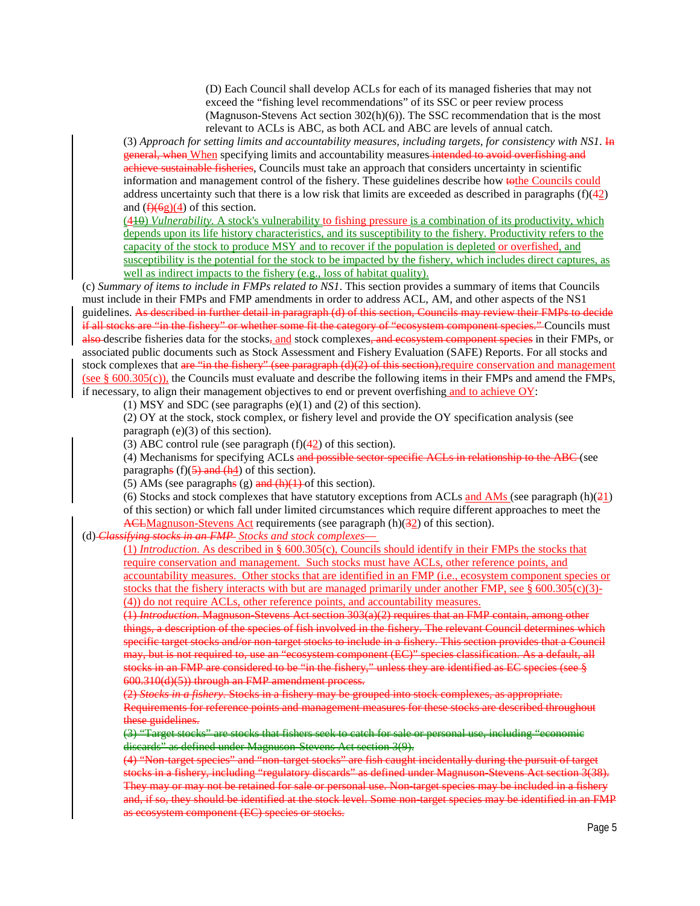(D) Each Council shall develop ACLs for each of its managed fisheries that may not exceed the "fishing level recommendations" of its SSC or peer review process (Magnuson-Stevens Act section 302(h)(6)). The SSC recommendation that is the most relevant to ACLs is ABC, as both ACL and ABC are levels of annual catch.

(3) *Approach for setting limits and accountability measures, including targets, for consistency with NS1.* ~~In general, when~~ When specifying limits and accountability measures ~~intended to avoid overfishing and achieve sustainable fisheries~~, Councils must take an approach that considers uncertainty in scientific information and management control of the fishery. These guidelines describe how ~~to~~the Councils could address uncertainty such that there is a low risk that limits are exceeded as described in paragraphs (f)(~~4~~2) and (~~f)(6~~g)(4) of this section.

(4~~10~~) *Vulnerability.* A stock's vulnerability to fishing pressure is a combination of its productivity, which depends upon its life history characteristics, and its susceptibility to the fishery. Productivity refers to the capacity of the stock to produce MSY and to recover if the population is depleted or overfished, and susceptibility is the potential for the stock to be impacted by the fishery, which includes direct captures, as well as indirect impacts to the fishery (e.g., loss of habitat quality).

(c) *Summary of items to include in FMPs related to NS1.* This section provides a summary of items that Councils must include in their FMPs and FMP amendments in order to address ACL, AM, and other aspects of the NS1 guidelines. ~~As described in further detail in paragraph (d) of this section, Councils may review their FMPs to decide if all stocks are "in the fishery" or whether some fit the category of "ecosystem component species."~~ Councils must ~~also~~ describe fisheries data for the stocks~~,~~ and stock complexes~~, and ecosystem component species~~ in their FMPs, or associated public documents such as Stock Assessment and Fishery Evaluation (SAFE) Reports. For all stocks and stock complexes that ~~are "in the fishery" (see paragraph (d)(2) of this section),~~require conservation and management (see § 600.305(c)), the Councils must evaluate and describe the following items in their FMPs and amend the FMPs, if necessary, to align their management objectives to end or prevent overfishing and to achieve OY:

(1) MSY and SDC (see paragraphs (e)(1) and (2) of this section).

(2) OY at the stock, stock complex, or fishery level and provide the OY specification analysis (see paragraph (e)(3) of this section).

(3) ABC control rule (see paragraph (f)(~~4~~2) of this section).

(4) Mechanisms for specifying ACLs ~~and possible sector-specific ACLs in relationship to the ABC~~ (see paragraph~~s~~ (f)(~~5) and (h~~4) of this section).

(5) AMs (see paragraph~~s~~ (g) ~~and (h)(1)~~ of this section).

(6) Stocks and stock complexes that have statutory exceptions from ACLs and AMs (see paragraph (h)(~~2~~1) of this section) or which fall under limited circumstances which require different approaches to meet the ~~ACL~~Magnuson-Stevens Act requirements (see paragraph (h)(~~3~~2) of this section).

(d) ~~*Classifying stocks in an FMP*~~ *Stocks and stock complexes*—

(1) *Introduction*. As described in § 600.305(c), Councils should identify in their FMPs the stocks that require conservation and management. Such stocks must have ACLs, other reference points, and accountability measures. Other stocks that are identified in an FMP (i.e., ecosystem component species or stocks that the fishery interacts with but are managed primarily under another FMP, see § 600.305(c)(3)-(4)) do not require ACLs, other reference points, and accountability measures.

~~(1) *Introduction.* Magnuson-Stevens Act section 303(a)(2) requires that an FMP contain, among other things, a description of the species of fish involved in the fishery. The relevant Council determines which specific target stocks and/or non-target stocks to include in a fishery. This section provides that a Council may, but is not required to, use an "ecosystem component (EC)" species classification. As a default, all stocks in an FMP are considered to be "in the fishery," unless they are identified as EC species (see § 600.310(d)(5)) through an FMP amendment process.~~

~~(2) *Stocks in a fishery.* Stocks in a fishery may be grouped into stock complexes, as appropriate. Requirements for reference points and management measures for these stocks are described throughout these guidelines.~~

~~(3) "Target stocks" are stocks that fishers seek to catch for sale or personal use, including "economic discards" as defined under Magnuson-Stevens Act section 3(9).~~

~~(4) "Non-target species" and "non-target stocks" are fish caught incidentally during the pursuit of target stocks in a fishery, including "regulatory discards" as defined under Magnuson-Stevens Act section 3(38). They may or may not be retained for sale or personal use. Non-target species may be included in a fishery and, if so, they should be identified at the stock level. Some non-target species may be identified in an FMP as ecosystem component (EC) species or stocks.~~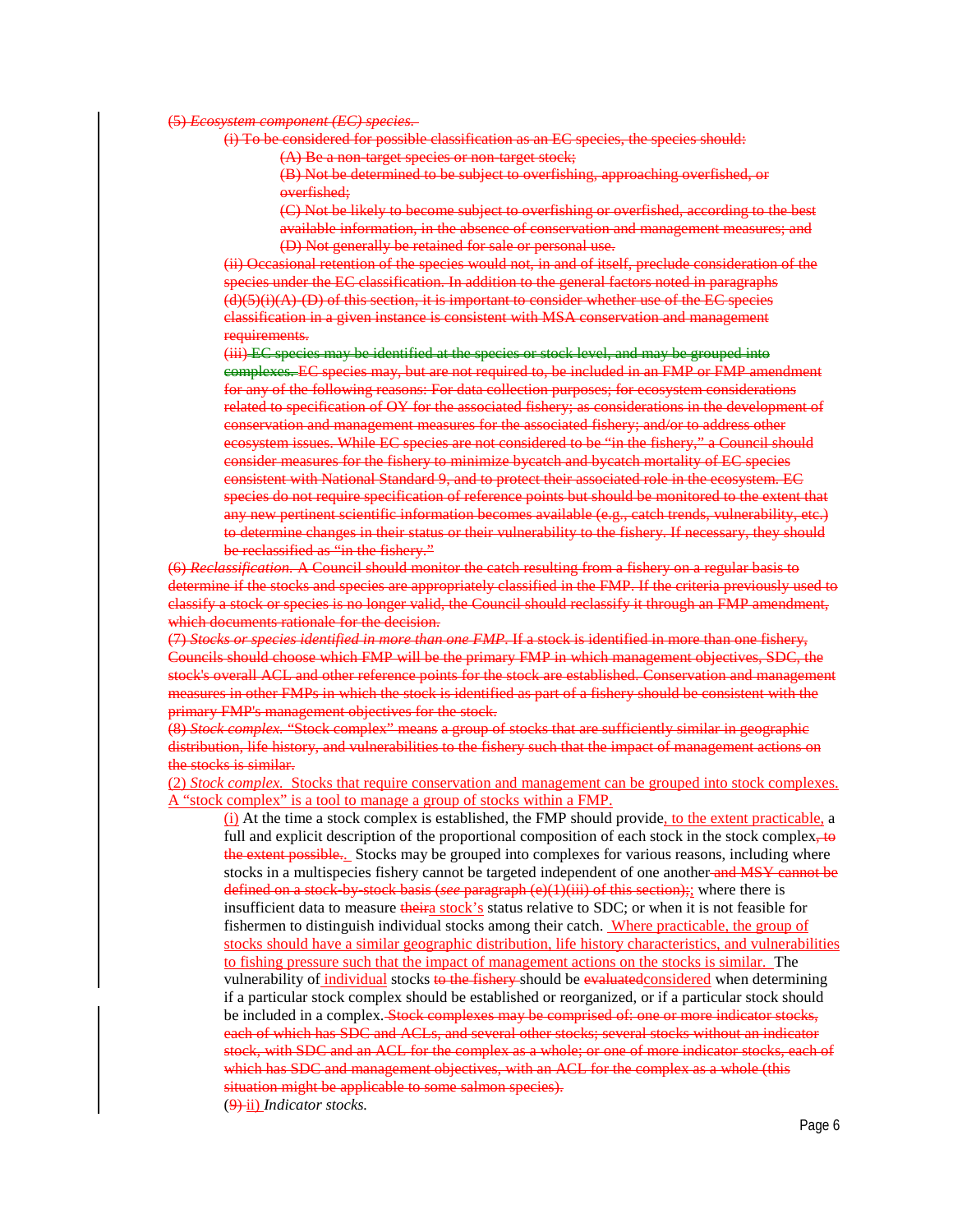(5) *Ecosystem component (EC) species.*

(i) To be considered for possible classification as an EC species, the species should:

(A) Be a non-target species or non-target stock;

(B) Not be determined to be subject to overfishing, approaching overfished, or overfished;

(C) Not be likely to become subject to overfishing or overfished, according to the best available information, in the absence of conservation and management measures; and

(D) Not generally be retained for sale or personal use.

(ii) Occasional retention of the species would not, in and of itself, preclude consideration of the species under the EC classification. In addition to the general factors noted in paragraphs (d)(5)(i)(A)-(D) of this section, it is important to consider whether use of the EC species classification in a given instance is consistent with MSA conservation and management requirements.

(iii) EC species may be identified at the species or stock level, and may be grouped into complexes. EC species may, but are not required to, be included in an FMP or FMP amendment for any of the following reasons: For data collection purposes; for ecosystem considerations related to specification of OY for the associated fishery; as considerations in the development of conservation and management measures for the associated fishery; and/or to address other ecosystem issues. While EC species are not considered to be "in the fishery," a Council should consider measures for the fishery to minimize bycatch and bycatch mortality of EC species consistent with National Standard 9, and to protect their associated role in the ecosystem. EC species do not require specification of reference points but should be monitored to the extent that any new pertinent scientific information becomes available (e.g., catch trends, vulnerability, etc.) to determine changes in their status or their vulnerability to the fishery. If necessary, they should be reclassified as "in the fishery."

(6) *Reclassification.* A Council should monitor the catch resulting from a fishery on a regular basis to determine if the stocks and species are appropriately classified in the FMP. If the criteria previously used to classify a stock or species is no longer valid, the Council should reclassify it through an FMP amendment, which documents rationale for the decision.

(7) *Stocks or species identified in more than one FMP.* If a stock is identified in more than one fishery, Councils should choose which FMP will be the primary FMP in which management objectives, SDC, the stock's overall ACL and other reference points for the stock are established. Conservation and management measures in other FMPs in which the stock is identified as part of a fishery should be consistent with the primary FMP's management objectives for the stock.

(8) *Stock complex.* "Stock complex" means a group of stocks that are sufficiently similar in geographic distribution, life history, and vulnerabilities to the fishery such that the impact of management actions on the stocks is similar.

(2) *Stock complex.* Stocks that require conservation and management can be grouped into stock complexes. A "stock complex" is a tool to manage a group of stocks within a FMP.

(i) At the time a stock complex is established, the FMP should provide, to the extent practicable, a full and explicit description of the proportional composition of each stock in the stock complex, to the extent possible.. Stocks may be grouped into complexes for various reasons, including where stocks in a multispecies fishery cannot be targeted independent of one another and MSY cannot be defined on a stock-by-stock basis (*see* paragraph (e)(1)(iii) of this section);; where there is insufficient data to measure theira stock's status relative to SDC; or when it is not feasible for fishermen to distinguish individual stocks among their catch. Where practicable, the group of stocks should have a similar geographic distribution, life history characteristics, and vulnerabilities to fishing pressure such that the impact of management actions on the stocks is similar. The vulnerability of individual stocks to the fishery should be evaluatedconsidered when determining if a particular stock complex should be established or reorganized, or if a particular stock should be included in a complex. Stock complexes may be comprised of: one or more indicator stocks, each of which has SDC and ACLs, and several other stocks; several stocks without an indicator stock, with SDC and an ACL for the complex as a whole; or one of more indicator stocks, each of which has SDC and management objectives, with an ACL for the complex as a whole (this situation might be applicable to some salmon species).

(9) ii) *Indicator stocks.*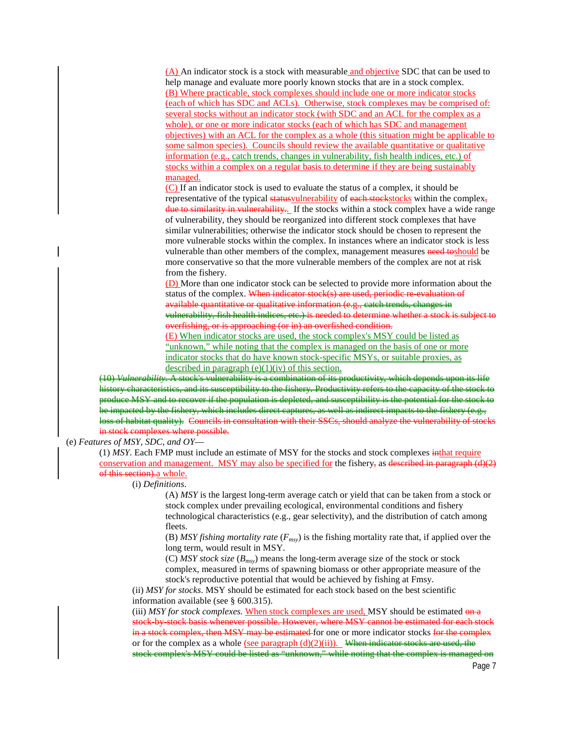(A) An indicator stock is a stock with measurable and objective SDC that can be used to help manage and evaluate more poorly known stocks that are in a stock complex.

(B) Where practicable, stock complexes should include one or more indicator stocks (each of which has SDC and ACLs). Otherwise, stock complexes may be comprised of: several stocks without an indicator stock (with SDC and an ACL for the complex as a whole), or one or more indicator stocks (each of which has SDC and management objectives) with an ACL for the complex as a whole (this situation might be applicable to some salmon species). Councils should review the available quantitative or qualitative information (e.g., catch trends, changes in vulnerability, fish health indices, etc.) of stocks within a complex on a regular basis to determine if they are being sustainably managed.

(C) If an indicator stock is used to evaluate the status of a complex, it should be representative of the typical ~~status~~vulnerability of ~~each stock~~stocks within the complex~~, due to similarity in vulnerability.~~. If the stocks within a stock complex have a wide range of vulnerability, they should be reorganized into different stock complexes that have similar vulnerabilities; otherwise the indicator stock should be chosen to represent the more vulnerable stocks within the complex. In instances where an indicator stock is less vulnerable than other members of the complex, management measures ~~need to~~should be more conservative so that the more vulnerable members of the complex are not at risk from the fishery.

(D) More than one indicator stock can be selected to provide more information about the status of the complex. ~~When indicator stock(s) are used, periodic re-evaluation of available quantitative or qualitative information (e.g., catch trends, changes in vulnerability, fish health indices, etc.) is needed to determine whether a stock is subject to overfishing, or is approaching (or in) an overfished condition.~~

(E) When indicator stocks are used, the stock complex's MSY could be listed as "unknown," while noting that the complex is managed on the basis of one or more indicator stocks that do have known stock-specific MSYs, or suitable proxies, as described in paragraph (e)(1)(iv) of this section.

~~(10) *Vulnerability*. A stock's vulnerability is a combination of its productivity, which depends upon its life history characteristics, and its susceptibility to the fishery. Productivity refers to the capacity of the stock to produce MSY and to recover if the population is depleted, and susceptibility is the potential for the stock to be impacted by the fishery, which includes direct captures, as well as indirect impacts to the fishery (e.g., loss of habitat quality). Councils in consultation with their SSCs, should analyze the vulnerability of stocks in stock complexes where possible.~~

(e) *Features of MSY, SDC, and OY*—

(1) *MSY*. Each FMP must include an estimate of MSY for the stocks and stock complexes ~~in~~that require conservation and management. MSY may also be specified for the fishery~~,~~ as ~~described in paragraph (d)(2) of this section).~~a whole.

(i) *Definitions*.

(A) *MSY* is the largest long-term average catch or yield that can be taken from a stock or stock complex under prevailing ecological, environmental conditions and fishery technological characteristics (e.g., gear selectivity), and the distribution of catch among fleets.

(B) *MSY fishing mortality rate* ($F_{msy}$) is the fishing mortality rate that, if applied over the long term, would result in MSY.

(C) *MSY stock size* ($B_{msy}$) means the long-term average size of the stock or stock complex, measured in terms of spawning biomass or other appropriate measure of the stock's reproductive potential that would be achieved by fishing at Fmsy.

(ii) *MSY for stocks*. MSY should be estimated for each stock based on the best scientific information available (see § 600.315).

(iii) *MSY for stock complexes.* When stock complexes are used, MSY should be estimated ~~on a stock-by-stock basis whenever possible. However, where MSY cannot be estimated for each stock in a stock complex, then MSY may be estimated~~ for one or more indicator stocks ~~for the complex~~ or for the complex as a whole (see paragraph (d)(2)(ii)). ~~When indicator stocks are used, the stock complex's MSY could be listed as "unknown," while noting that the complex is managed on~~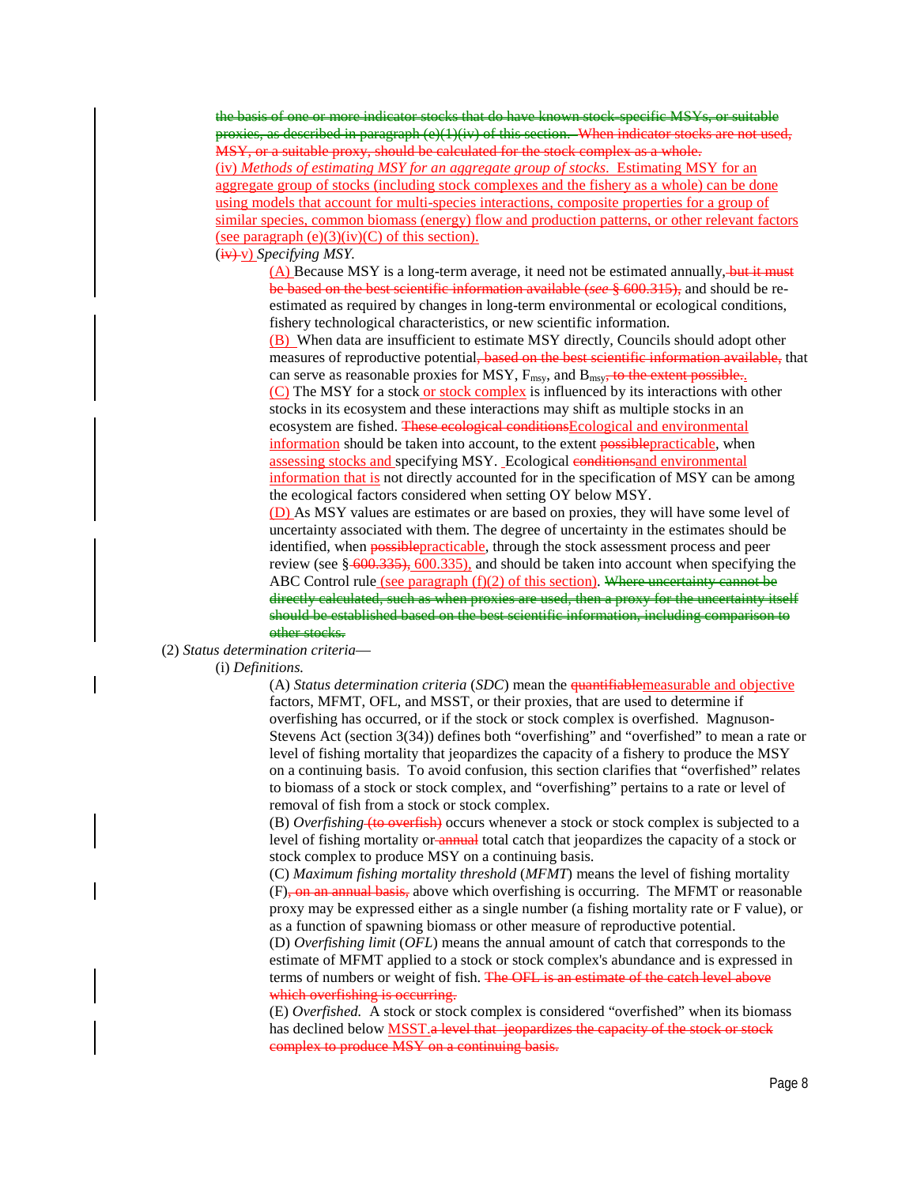~~the basis of one or more indicator stocks that do have known stock-specific MSYs, or suitable proxies, as described in paragraph (e)(1)(iv) of this section. When indicator stocks are not used, MSY, or a suitable proxy, should be calculated for the stock complex as a whole.~~

(iv) *Methods of estimating MSY for an aggregate group of stocks.* Estimating MSY for an aggregate group of stocks (including stock complexes and the fishery as a whole) can be done using models that account for multi-species interactions, composite properties for a group of similar species, common biomass (energy) flow and production patterns, or other relevant factors (see paragraph (e)(3)(iv)(C) of this section).

(~~iv~~) v) *Specifying MSY.*

(A) Because MSY is a long-term average, it need not be estimated annually, ~~but it must be based on the best scientific information available (*see* § 600.315),~~ and should be re-estimated as required by changes in long-term environmental or ecological conditions, fishery technological characteristics, or new scientific information.

(B) When data are insufficient to estimate MSY directly, Councils should adopt other measures of reproductive potential~~, based on the best scientific information available,~~ that can serve as reasonable proxies for MSY, $F_{msy}$, and $B_{msy}$~~, to the extent possible.~~.

(C) The MSY for a stock or stock complex is influenced by its interactions with other stocks in its ecosystem and these interactions may shift as multiple stocks in an ecosystem are fished. ~~These ecological conditions~~Ecological and environmental information should be taken into account, to the extent ~~possible~~practicable, when assessing stocks and specifying MSY. Ecological ~~conditions~~and environmental information that is not directly accounted for in the specification of MSY can be among the ecological factors considered when setting OY below MSY.

(D) As MSY values are estimates or are based on proxies, they will have some level of uncertainty associated with them. The degree of uncertainty in the estimates should be identified, when ~~possible~~practicable, through the stock assessment process and peer review (see § ~~600.335),~~ 600.335), and should be taken into account when specifying the ABC Control rule (see paragraph (f)(2) of this section). ~~Where uncertainty cannot be directly calculated, such as when proxies are used, then a proxy for the uncertainty itself should be established based on the best scientific information, including comparison to other stocks.~~

(2) *Status determination criteria*—

(i) *Definitions.*

(A) *Status determination criteria* (*SDC*) mean the ~~quantifiable~~measurable and objective factors, MFMT, OFL, and MSST, or their proxies, that are used to determine if overfishing has occurred, or if the stock or stock complex is overfished. Magnuson-Stevens Act (section 3(34)) defines both "overfishing" and "overfished" to mean a rate or level of fishing mortality that jeopardizes the capacity of a fishery to produce the MSY on a continuing basis. To avoid confusion, this section clarifies that "overfished" relates to biomass of a stock or stock complex, and "overfishing" pertains to a rate or level of removal of fish from a stock or stock complex.

(B) *Overfishing* ~~(to overfish)~~ occurs whenever a stock or stock complex is subjected to a level of fishing mortality or ~~annual~~ total catch that jeopardizes the capacity of a stock or stock complex to produce MSY on a continuing basis.

(C) *Maximum fishing mortality threshold* (*MFMT*) means the level of fishing mortality (F)~~, on an annual basis,~~ above which overfishing is occurring. The MFMT or reasonable proxy may be expressed either as a single number (a fishing mortality rate or F value), or as a function of spawning biomass or other measure of reproductive potential.

(D) *Overfishing limit* (*OFL*) means the annual amount of catch that corresponds to the estimate of MFMT applied to a stock or stock complex's abundance and is expressed in terms of numbers or weight of fish. ~~The OFL is an estimate of the catch level above which overfishing is occurring.~~

(E) *Overfished.* A stock or stock complex is considered "overfished" when its biomass has declined below MSST.~~a level that jeopardizes the capacity of the stock or stock complex to produce MSY on a continuing basis.~~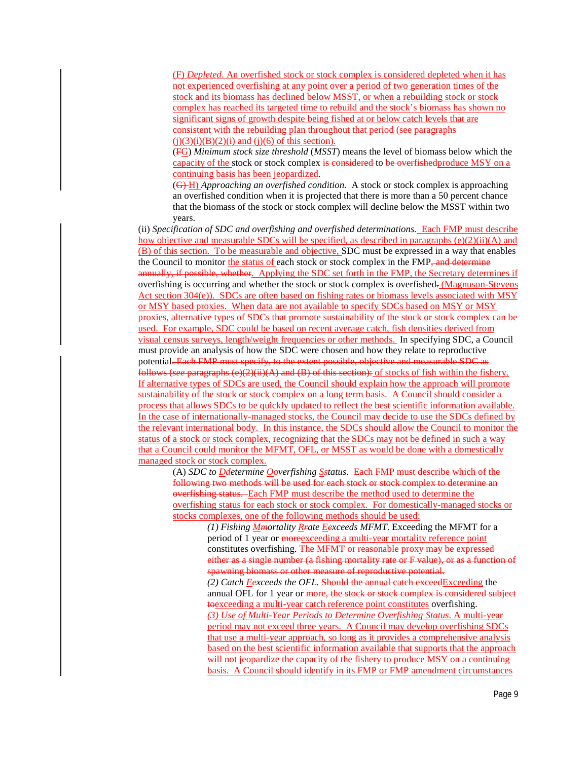(F) *Depleted*. An overfished stock or stock complex is considered depleted when it has not experienced overfishing at any point over a period of two generation times of the stock and its biomass has declined below MSST, or when a rebuilding stock or stock complex has reached its targeted time to rebuild and the stock's biomass has shown no significant signs of growth despite being fished at or below catch levels that are consistent with the rebuilding plan throughout that period (see paragraphs (j)(3)(i)(B)(2)(i) and (j)(6) of this section).

(~~F~~G) *Minimum stock size threshold* (*MSST*) means the level of biomass below which the capacity of the stock or stock complex ~~is considered~~ to ~~be overfished~~produce MSY on a continuing basis has been jeopardized.

(~~G)~~ H) *Approaching an overfished condition.* A stock or stock complex is approaching an overfished condition when it is projected that there is more than a 50 percent chance that the biomass of the stock or stock complex will decline below the MSST within two years.

(ii) *Specification of SDC and overfishing and overfished determinations.* Each FMP must describe how objective and measurable SDCs will be specified, as described in paragraphs (e)(2)(ii)(A) and (B) of this section. To be measurable and objective, SDC must be expressed in a way that enables the Council to monitor the status of each stock or stock complex in the FMP~~, and determine annually, if possible, whether~~. Applying the SDC set forth in the FMP, the Secretary determines if overfishing is occurring and whether the stock or stock complex is overfished~~.~~ (Magnuson-Stevens Act section 304(e)). SDCs are often based on fishing rates or biomass levels associated with MSY or MSY based proxies. When data are not available to specify SDCs based on MSY or MSY proxies, alternative types of SDCs that promote sustainability of the stock or stock complex can be used. For example, SDC could be based on recent average catch, fish densities derived from visual census surveys, length/weight frequencies or other methods. In specifying SDC, a Council must provide an analysis of how the SDC were chosen and how they relate to reproductive potential~~. Each FMP must specify, to the extent possible, objective and measurable SDC as follows (*see* paragraphs (e)(2)(ii)(A) and (B) of this section):~~ of stocks of fish within the fishery. If alternative types of SDCs are used, the Council should explain how the approach will promote sustainability of the stock or stock complex on a long term basis. A Council should consider a process that allows SDCs to be quickly updated to reflect the best scientific information available. In the case of internationally-managed stocks, the Council may decide to use the SDCs defined by the relevant international body. In this instance, the SDCs should allow the Council to monitor the status of a stock or stock complex, recognizing that the SDCs may not be defined in such a way that a Council could monitor the MFMT, OFL, or MSST as would be done with a domestically managed stock or stock complex.

(A) *SDC to D~~d~~etermine O~~o~~verfishing S~~s~~tatus*. ~~Each FMP must describe which of the following two methods will be used for each stock or stock complex to determine an overfishing status.~~ Each FMP must describe the method used to determine the overfishing status for each stock or stock complex. For domestically-managed stocks or stocks complexes, one of the following methods should be used:

*(1) Fishing M~~m~~ortality R~~r~~ate E~~e~~xceeds MFMT*. Exceeding the MFMT for a period of 1 year or ~~more~~exceeding a multi-year mortality reference point constitutes overfishing. ~~The MFMT or reasonable proxy may be expressed either as a single number (a fishing mortality rate or F value), or as a function of spawning biomass or other measure of reproductive potential.~~

*(2) Catch E~~e~~xceeds the OFL*. ~~Should the annual catch exceed~~Exceeding the annual OFL for 1 year or ~~more, the stock or stock complex is considered subject to~~exceeding a multi-year catch reference point constitutes overfishing.

*(3) Use of Multi-Year Periods to Determine Overfishing Status*. A multi-year period may not exceed three years. A Council may develop overfishing SDCs that use a multi-year approach, so long as it provides a comprehensive analysis based on the best scientific information available that supports that the approach will not jeopardize the capacity of the fishery to produce MSY on a continuing basis. A Council should identify in its FMP or FMP amendment circumstances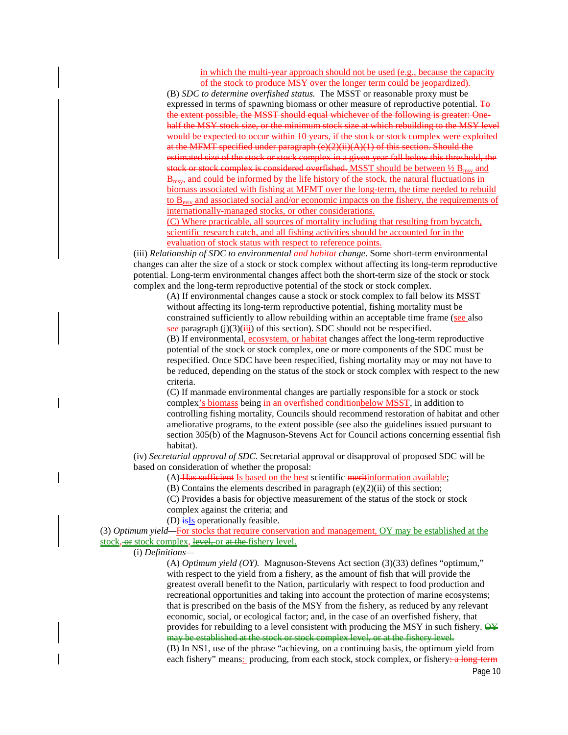in which the multi-year approach should not be used (e.g., because the capacity of the stock to produce MSY over the longer term could be jeopardized).

(B) *SDC to determine overfished status.* The MSST or reasonable proxy must be expressed in terms of spawning biomass or other measure of reproductive potential. ~~To the extent possible, the MSST should equal whichever of the following is greater: One-half the MSY stock size, or the minimum stock size at which rebuilding to the MSY level would be expected to occur within 10 years, if the stock or stock complex were exploited at the MFMT specified under paragraph (e)(2)(ii)(A)(1) of this section. Should the estimated size of the stock or stock complex in a given year fall below this threshold, the stock or stock complex is considered overfished.~~ MSST should be between ½ $B_{msy}$ and $B_{msy}$, and could be informed by the life history of the stock, the natural fluctuations in biomass associated with fishing at MFMT over the long-term, the time needed to rebuild to $B_{msy}$ and associated social and/or economic impacts on the fishery, the requirements of internationally-managed stocks, or other considerations.

(C) Where practicable, all sources of mortality including that resulting from bycatch, scientific research catch, and all fishing activities should be accounted for in the evaluation of stock status with respect to reference points.

(iii) *Relationship of SDC to environmental and habitat change*. Some short-term environmental changes can alter the size of a stock or stock complex without affecting its long-term reproductive potential. Long-term environmental changes affect both the short-term size of the stock or stock complex and the long-term reproductive potential of the stock or stock complex.

(A) If environmental changes cause a stock or stock complex to fall below its MSST without affecting its long-term reproductive potential, fishing mortality must be constrained sufficiently to allow rebuilding within an acceptable time frame (see also ~~*see*~~ paragraph (j)(3)(~~iii~~i) of this section). SDC should not be respecified.

(B) If environmental, ecosystem, or habitat changes affect the long-term reproductive potential of the stock or stock complex, one or more components of the SDC must be respecified. Once SDC have been respecified, fishing mortality may or may not have to be reduced, depending on the status of the stock or stock complex with respect to the new criteria.

(C) If manmade environmental changes are partially responsible for a stock or stock complex's biomass being ~~in an overfished condition~~below MSST, in addition to controlling fishing mortality, Councils should recommend restoration of habitat and other ameliorative programs, to the extent possible (see also the guidelines issued pursuant to section 305(b) of the Magnuson-Stevens Act for Council actions concerning essential fish habitat).

(iv) *Secretarial approval of SDC.* Secretarial approval or disapproval of proposed SDC will be based on consideration of whether the proposal:

(A) ~~Has sufficient~~ Is based on the best scientific ~~merit~~information available;

(B) Contains the elements described in paragraph (e)(2)(ii) of this section;

(C) Provides a basis for objective measurement of the status of the stock or stock complex against the criteria; and

(D) ~~is~~Is operationally feasible.

(3) *Optimum yield*—For stocks that require conservation and management, OY may be established at the stock, ~~or~~ stock complex, ~~level,~~ or ~~at the~~ fishery level.

(i) *Definitions*—

(A) *Optimum yield (OY).* Magnuson-Stevens Act section (3)(33) defines "optimum," with respect to the yield from a fishery, as the amount of fish that will provide the greatest overall benefit to the Nation, particularly with respect to food production and recreational opportunities and taking into account the protection of marine ecosystems; that is prescribed on the basis of the MSY from the fishery, as reduced by any relevant economic, social, or ecological factor; and, in the case of an overfished fishery, that provides for rebuilding to a level consistent with producing the MSY in such fishery. ~~OY may be established at the stock or stock complex level, or at the fishery level.~~

(B) In NS1, use of the phrase "achieving, on a continuing basis, the optimum yield from each fishery" means: producing, from each stock, stock complex, or fishery~~: a long-term~~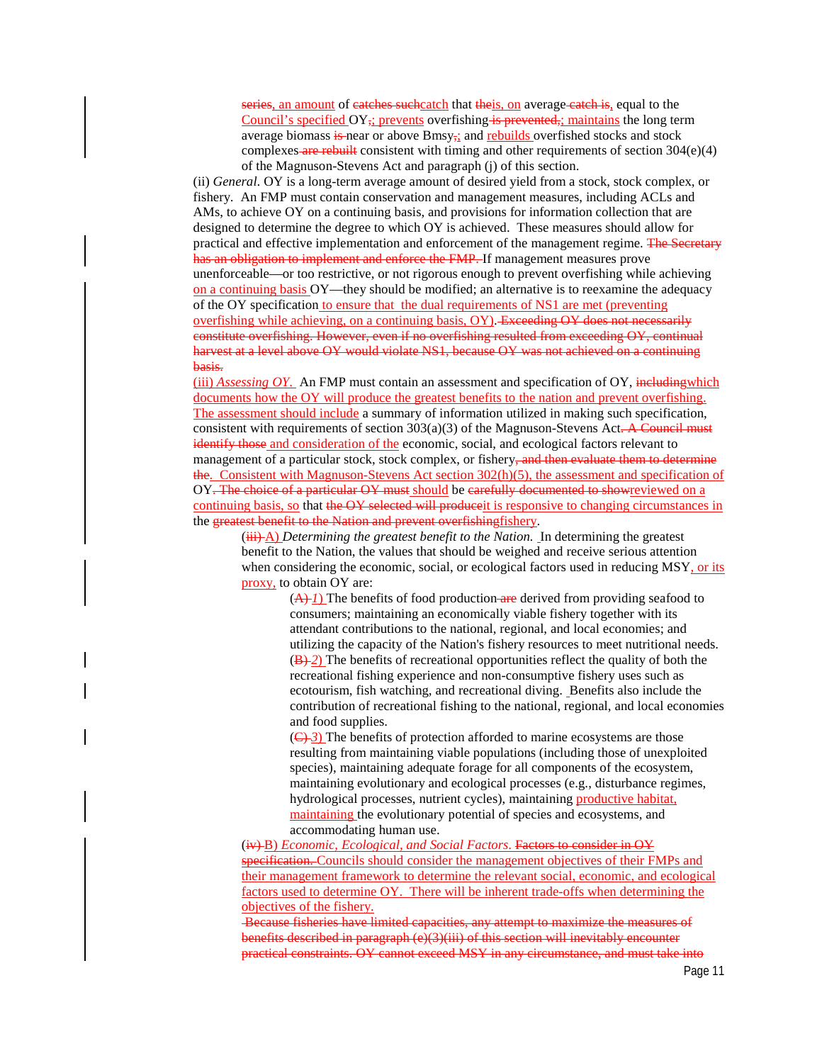~~series~~, an amount of ~~catches such~~catch that ~~the~~is, on average~~ catch is~~, equal to the Council's specified OY~~,~~; prevents overfishing~~ is prevented,~~; maintains the long term average biomass ~~is~~ near or above Bmsy~~,~~; and rebuilds overfished stocks and stock complexes~~ are rebuilt~~ consistent with timing and other requirements of section 304(e)(4) of the Magnuson-Stevens Act and paragraph (j) of this section.

(ii) *General*. OY is a long-term average amount of desired yield from a stock, stock complex, or fishery. An FMP must contain conservation and management measures, including ACLs and AMs, to achieve OY on a continuing basis, and provisions for information collection that are designed to determine the degree to which OY is achieved. These measures should allow for practical and effective implementation and enforcement of the management regime. ~~The Secretary has an obligation to implement and enforce the FMP.~~ If management measures prove unenforceable—or too restrictive, or not rigorous enough to prevent overfishing while achieving on a continuing basis OY—they should be modified; an alternative is to reexamine the adequacy of the OY specification to ensure that the dual requirements of NS1 are met (preventing overfishing while achieving, on a continuing basis, OY).~~ Exceeding OY does not necessarily constitute overfishing. However, even if no overfishing resulted from exceeding OY, continual harvest at a level above OY would violate NS1, because OY was not achieved on a continuing basis.~~

(iii) *Assessing OY.* An FMP must contain an assessment and specification of OY, ~~including~~which documents how the OY will produce the greatest benefits to the nation and prevent overfishing. The assessment should include a summary of information utilized in making such specification, consistent with requirements of section 303(a)(3) of the Magnuson-Stevens Act~~. A Council must identify those~~ and consideration of the economic, social, and ecological factors relevant to management of a particular stock, stock complex, or fishery~~, and then evaluate them to determine the~~. Consistent with Magnuson-Stevens Act section 302(h)(5), the assessment and specification of OY~~. The choice of a particular OY must~~ should be ~~carefully documented to show~~reviewed on a continuing basis, so that ~~the OY selected will produce~~it is responsive to changing circumstances in the ~~greatest benefit to the Nation and prevent overfishing~~fishery.

(~~iii)~~ A) *Determining the greatest benefit to the Nation.* In determining the greatest benefit to the Nation, the values that should be weighed and receive serious attention when considering the economic, social, or ecological factors used in reducing MSY, or its proxy, to obtain OY are:

(~~A)~~ *1)* The benefits of food production~~ are~~ derived from providing seafood to consumers; maintaining an economically viable fishery together with its attendant contributions to the national, regional, and local economies; and utilizing the capacity of the Nation's fishery resources to meet nutritional needs.

(~~B)~~ *2)* The benefits of recreational opportunities reflect the quality of both the recreational fishing experience and non-consumptive fishery uses such as ecotourism, fish watching, and recreational diving. Benefits also include the contribution of recreational fishing to the national, regional, and local economies and food supplies.

(~~C)~~ *3)* The benefits of protection afforded to marine ecosystems are those resulting from maintaining viable populations (including those of unexploited species), maintaining adequate forage for all components of the ecosystem, maintaining evolutionary and ecological processes (e.g., disturbance regimes, hydrological processes, nutrient cycles), maintaining productive habitat, maintaining the evolutionary potential of species and ecosystems, and accommodating human use.

(~~iv)~~ B) *Economic, Ecological, and Social Factors.* ~~Factors to consider in OY specification.~~ Councils should consider the management objectives of their FMPs and their management framework to determine the relevant social, economic, and ecological factors used to determine OY. There will be inherent trade-offs when determining the objectives of the fishery.

~~Because fisheries have limited capacities, any attempt to maximize the measures of benefits described in paragraph (e)(3)(iii) of this section will inevitably encounter practical constraints. OY cannot exceed MSY in any circumstance, and must take into~~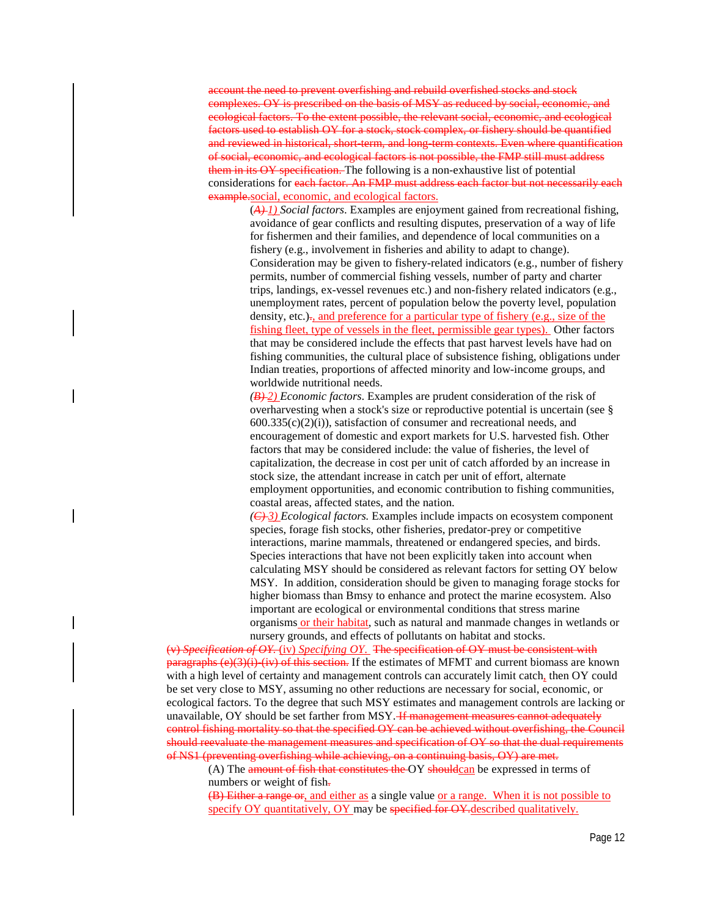~~account the need to prevent overfishing and rebuild overfished stocks and stock complexes. OY is prescribed on the basis of MSY as reduced by social, economic, and ecological factors. To the extent possible, the relevant social, economic, and ecological factors used to establish OY for a stock, stock complex, or fishery should be quantified and reviewed in historical, short-term, and long-term contexts. Even where quantification of social, economic, and ecological factors is not possible, the FMP still must address them in its OY specification.~~ The following is a non-exhaustive list of potential considerations for ~~each factor. An FMP must address each factor but not necessarily each example.~~social, economic, and ecological factors.

(~~*A)*~~ *1)* *Social factors*. Examples are enjoyment gained from recreational fishing, avoidance of gear conflicts and resulting disputes, preservation of a way of life for fishermen and their families, and dependence of local communities on a fishery (e.g., involvement in fisheries and ability to adapt to change). Consideration may be given to fishery-related indicators (e.g., number of fishery permits, number of commercial fishing vessels, number of party and charter trips, landings, ex-vessel revenues etc.) and non-fishery related indicators (e.g., unemployment rates, percent of population below the poverty level, population density, etc.)~~.~~, and preference for a particular type of fishery (e.g., size of the fishing fleet, type of vessels in the fleet, permissible gear types). Other factors that may be considered include the effects that past harvest levels have had on fishing communities, the cultural place of subsistence fishing, obligations under Indian treaties, proportions of affected minority and low-income groups, and worldwide nutritional needs.

~~*(B)*~~ *2)* *Economic factors*. Examples are prudent consideration of the risk of overharvesting when a stock's size or reproductive potential is uncertain (see § 600.335(c)(2)(i)), satisfaction of consumer and recreational needs, and encouragement of domestic and export markets for U.S. harvested fish. Other factors that may be considered include: the value of fisheries, the level of capitalization, the decrease in cost per unit of catch afforded by an increase in stock size, the attendant increase in catch per unit of effort, alternate employment opportunities, and economic contribution to fishing communities, coastal areas, affected states, and the nation.

~~*(C)*~~ *3)* *Ecological factors.* Examples include impacts on ecosystem component species, forage fish stocks, other fisheries, predator-prey or competitive interactions, marine mammals, threatened or endangered species, and birds. Species interactions that have not been explicitly taken into account when calculating MSY should be considered as relevant factors for setting OY below MSY. In addition, consideration should be given to managing forage stocks for higher biomass than Bmsy to enhance and protect the marine ecosystem. Also important are ecological or environmental conditions that stress marine organisms or their habitat, such as natural and manmade changes in wetlands or nursery grounds, and effects of pollutants on habitat and stocks.

~~(v) *Specification of OY.*~~ (iv) *Specifying OY.* ~~The specification of OY must be consistent with paragraphs (e)(3)(i)-(iv) of this section.~~ If the estimates of MFMT and current biomass are known with a high level of certainty and management controls can accurately limit catch, then OY could be set very close to MSY, assuming no other reductions are necessary for social, economic, or ecological factors. To the degree that such MSY estimates and management controls are lacking or unavailable, OY should be set farther from MSY. ~~If management measures cannot adequately control fishing mortality so that the specified OY can be achieved without overfishing, the Council should reevaluate the management measures and specification of OY so that the dual requirements of NS1 (preventing overfishing while achieving, on a continuing basis, OY) are met.~~

(A) The ~~amount of fish that constitutes the~~ OY ~~should~~can be expressed in terms of numbers or weight of fish~~.~~

~~(B) Either a range or~~, and either as a single value or a range. When it is not possible to specify OY quantitatively, OY may be ~~specified for OY.~~described qualitatively.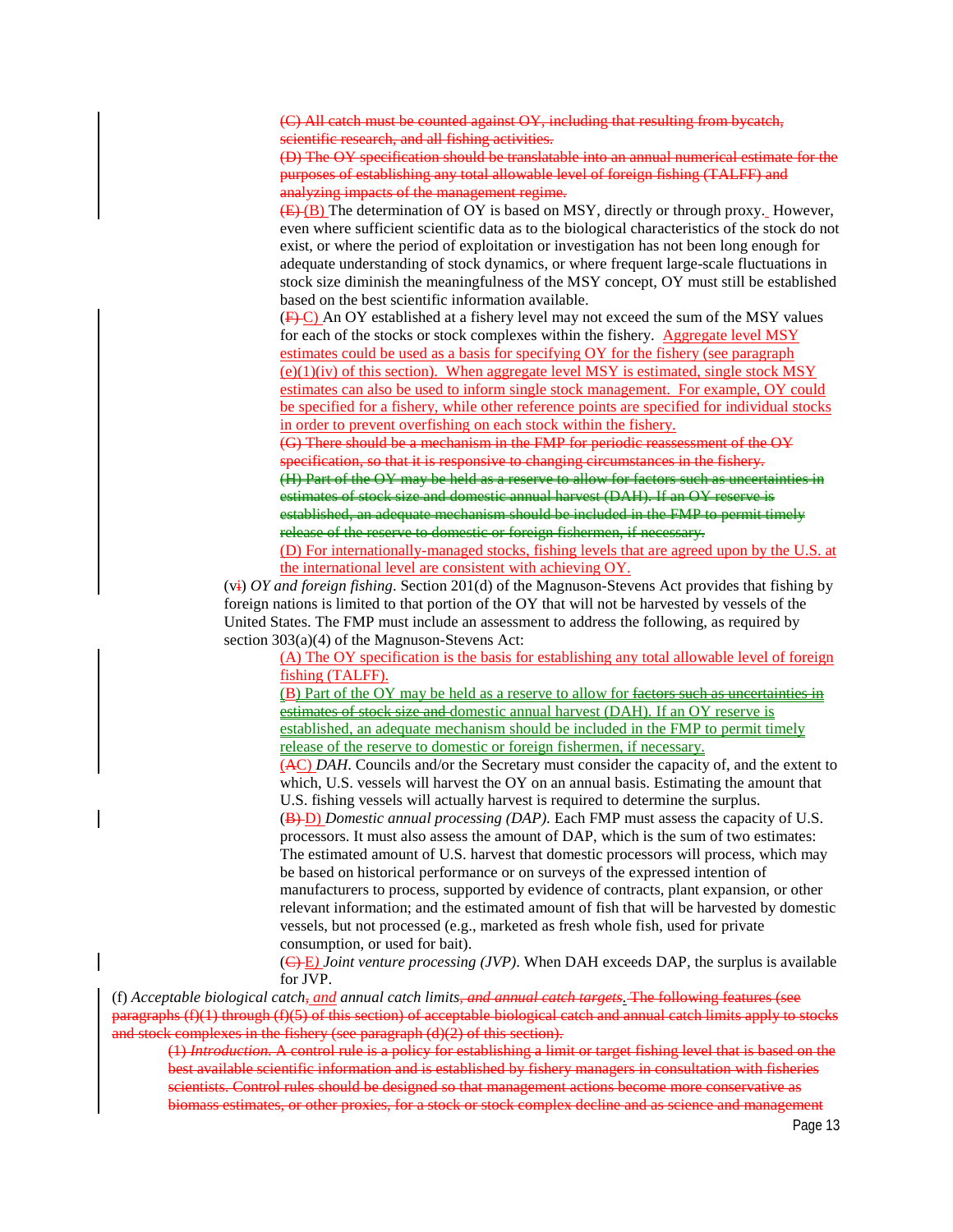(C) All catch must be counted against OY, including that resulting from bycatch, scientific research, and all fishing activities.

(D) The OY specification should be translatable into an annual numerical estimate for the purposes of establishing any total allowable level of foreign fishing (TALFF) and analyzing impacts of the management regime.

(E) (B) The determination of OY is based on MSY, directly or through proxy. However, even where sufficient scientific data as to the biological characteristics of the stock do not exist, or where the period of exploitation or investigation has not been long enough for adequate understanding of stock dynamics, or where frequent large-scale fluctuations in stock size diminish the meaningfulness of the MSY concept, OY must still be established based on the best scientific information available.

(F) C) An OY established at a fishery level may not exceed the sum of the MSY values for each of the stocks or stock complexes within the fishery. Aggregate level MSY estimates could be used as a basis for specifying OY for the fishery (see paragraph (e)(1)(iv) of this section). When aggregate level MSY is estimated, single stock MSY estimates can also be used to inform single stock management. For example, OY could be specified for a fishery, while other reference points are specified for individual stocks in order to prevent overfishing on each stock within the fishery.

(G) There should be a mechanism in the FMP for periodic reassessment of the OY specification, so that it is responsive to changing circumstances in the fishery.

(H) Part of the OY may be held as a reserve to allow for factors such as uncertainties in estimates of stock size and domestic annual harvest (DAH). If an OY reserve is established, an adequate mechanism should be included in the FMP to permit timely release of the reserve to domestic or foreign fishermen, if necessary.

(D) For internationally-managed stocks, fishing levels that are agreed upon by the U.S. at the international level are consistent with achieving OY.

(vi) *OY and foreign fishing*. Section 201(d) of the Magnuson-Stevens Act provides that fishing by foreign nations is limited to that portion of the OY that will not be harvested by vessels of the United States. The FMP must include an assessment to address the following, as required by section 303(a)(4) of the Magnuson-Stevens Act:

(A) The OY specification is the basis for establishing any total allowable level of foreign fishing (TALFF).

(B) Part of the OY may be held as a reserve to allow for factors such as uncertainties in estimates of stock size and domestic annual harvest (DAH). If an OY reserve is established, an adequate mechanism should be included in the FMP to permit timely release of the reserve to domestic or foreign fishermen, if necessary.

(AC) *DAH*. Councils and/or the Secretary must consider the capacity of, and the extent to which, U.S. vessels will harvest the OY on an annual basis. Estimating the amount that U.S. fishing vessels will actually harvest is required to determine the surplus.

(B) D) *Domestic annual processing (DAP)*. Each FMP must assess the capacity of U.S. processors. It must also assess the amount of DAP, which is the sum of two estimates: The estimated amount of U.S. harvest that domestic processors will process, which may be based on historical performance or on surveys of the expressed intention of manufacturers to process, supported by evidence of contracts, plant expansion, or other relevant information; and the estimated amount of fish that will be harvested by domestic vessels, but not processed (e.g., marketed as fresh whole fish, used for private consumption, or used for bait).

(C) E) *Joint venture processing (JVP)*. When DAH exceeds DAP, the surplus is available for JVP.

(f) *Acceptable biological catch, and annual catch limits, and annual catch targets*. The following features (see paragraphs (f)(1) through (f)(5) of this section) of acceptable biological catch and annual catch limits apply to stocks and stock complexes in the fishery (see paragraph (d)(2) of this section).

(1) *Introduction*. A control rule is a policy for establishing a limit or target fishing level that is based on the best available scientific information and is established by fishery managers in consultation with fisheries scientists. Control rules should be designed so that management actions become more conservative as biomass estimates, or other proxies, for a stock or stock complex decline and as science and management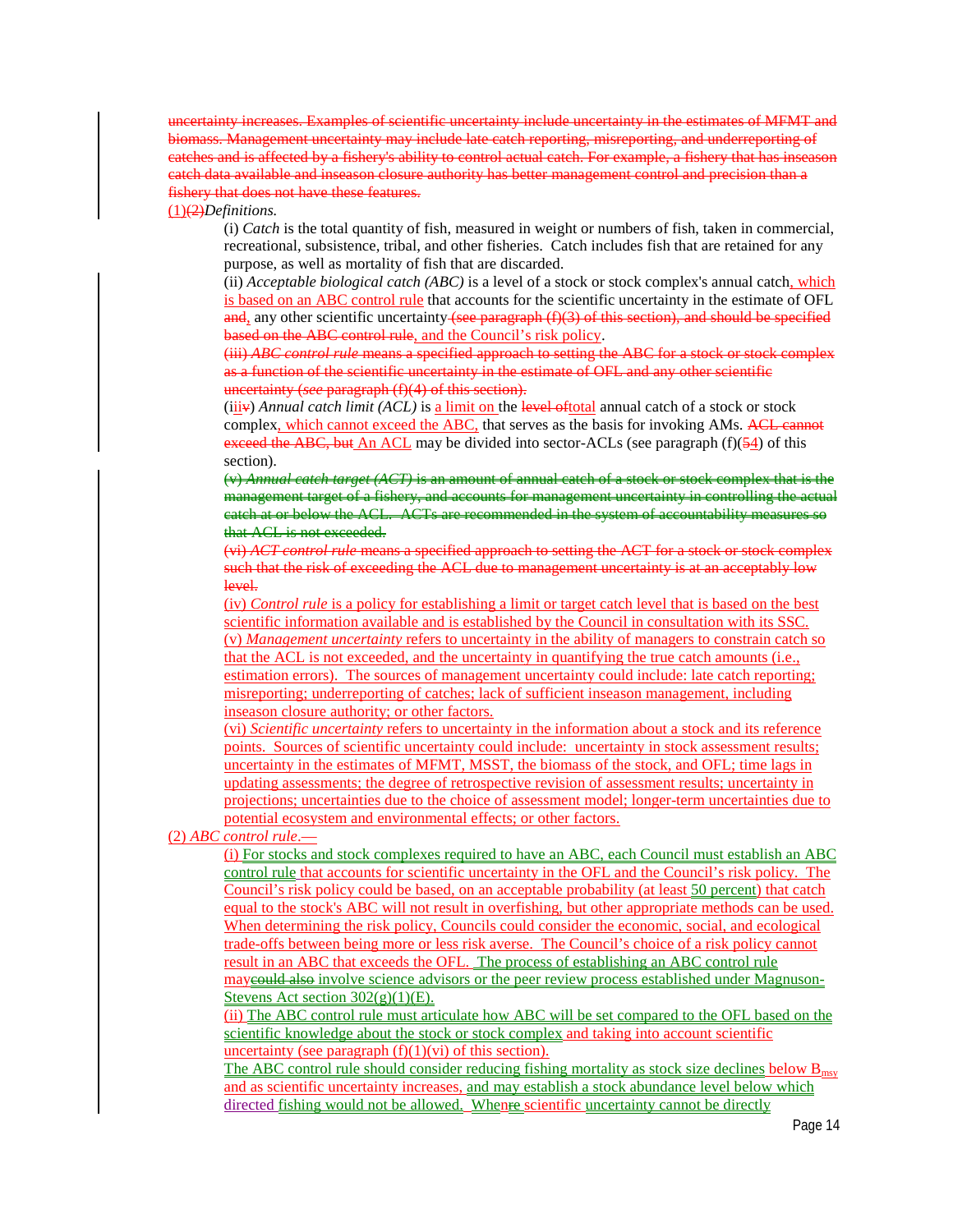uncertainty increases. Examples of scientific uncertainty include uncertainty in the estimates of MFMT and biomass. Management uncertainty may include late catch reporting, misreporting, and underreporting of catches and is affected by a fishery's ability to control actual catch. For example, a fishery that has inseason catch data available and inseason closure authority has better management control and precision than a fishery that does not have these features.

(1)(2) *Definitions.*

(i) *Catch* is the total quantity of fish, measured in weight or numbers of fish, taken in commercial, recreational, subsistence, tribal, and other fisheries. Catch includes fish that are retained for any purpose, as well as mortality of fish that are discarded.

(ii) *Acceptable biological catch (ABC)* is a level of a stock or stock complex's annual catch, which is based on an ABC control rule that accounts for the scientific uncertainty in the estimate of OFL and, any other scientific uncertainty (see paragraph (f)(3) of this section), and should be specified based on the ABC control rule, and the Council's risk policy.

(iii) *ABC control rule* means a specified approach to setting the ABC for a stock or stock complex as a function of the scientific uncertainty in the estimate of OFL and any other scientific uncertainty (*see* paragraph (f)(4) of this section).

(iiiv) *Annual catch limit (ACL)* is a limit on the level oftotal annual catch of a stock or stock complex, which cannot exceed the ABC, that serves as the basis for invoking AMs. ACL cannot exceed the ABC, but An ACL may be divided into sector-ACLs (see paragraph (f)(54) of this section).

(v) *Annual catch target (ACT)* is an amount of annual catch of a stock or stock complex that is the management target of a fishery, and accounts for management uncertainty in controlling the actual catch at or below the ACL. ACTs are recommended in the system of accountability measures so that ACL is not exceeded.

(vi) *ACT control rule* means a specified approach to setting the ACT for a stock or stock complex such that the risk of exceeding the ACL due to management uncertainty is at an acceptably low level.

(iv) *Control rule* is a policy for establishing a limit or target catch level that is based on the best scientific information available and is established by the Council in consultation with its SSC.

(v) *Management uncertainty* refers to uncertainty in the ability of managers to constrain catch so that the ACL is not exceeded, and the uncertainty in quantifying the true catch amounts (i.e., estimation errors). The sources of management uncertainty could include: late catch reporting; misreporting; underreporting of catches; lack of sufficient inseason management, including inseason closure authority; or other factors.

(vi) *Scientific uncertainty* refers to uncertainty in the information about a stock and its reference points. Sources of scientific uncertainty could include: uncertainty in stock assessment results; uncertainty in the estimates of MFMT, MSST, the biomass of the stock, and OFL; time lags in updating assessments; the degree of retrospective revision of assessment results; uncertainty in projections; uncertainties due to the choice of assessment model; longer-term uncertainties due to potential ecosystem and environmental effects; or other factors.

(2) *ABC control rule*.—

(i) For stocks and stock complexes required to have an ABC, each Council must establish an ABC control rule that accounts for scientific uncertainty in the OFL and the Council's risk policy. The Council's risk policy could be based, on an acceptable probability (at least 50 percent) that catch equal to the stock's ABC will not result in overfishing, but other appropriate methods can be used. When determining the risk policy, Councils could consider the economic, social, and ecological trade-offs between being more or less risk averse. The Council's choice of a risk policy cannot result in an ABC that exceeds the OFL. The process of establishing an ABC control rule maycould also involve science advisors or the peer review process established under Magnuson-Stevens Act section 302(g)(1)(E).

(ii) The ABC control rule must articulate how ABC will be set compared to the OFL based on the scientific knowledge about the stock or stock complex and taking into account scientific uncertainty (see paragraph (f)(1)(vi) of this section).

The ABC control rule should consider reducing fishing mortality as stock size declines below $B_{msy}$ and as scientific uncertainty increases, and may establish a stock abundance level below which directed fishing would not be allowed. Whenre scientific uncertainty cannot be directly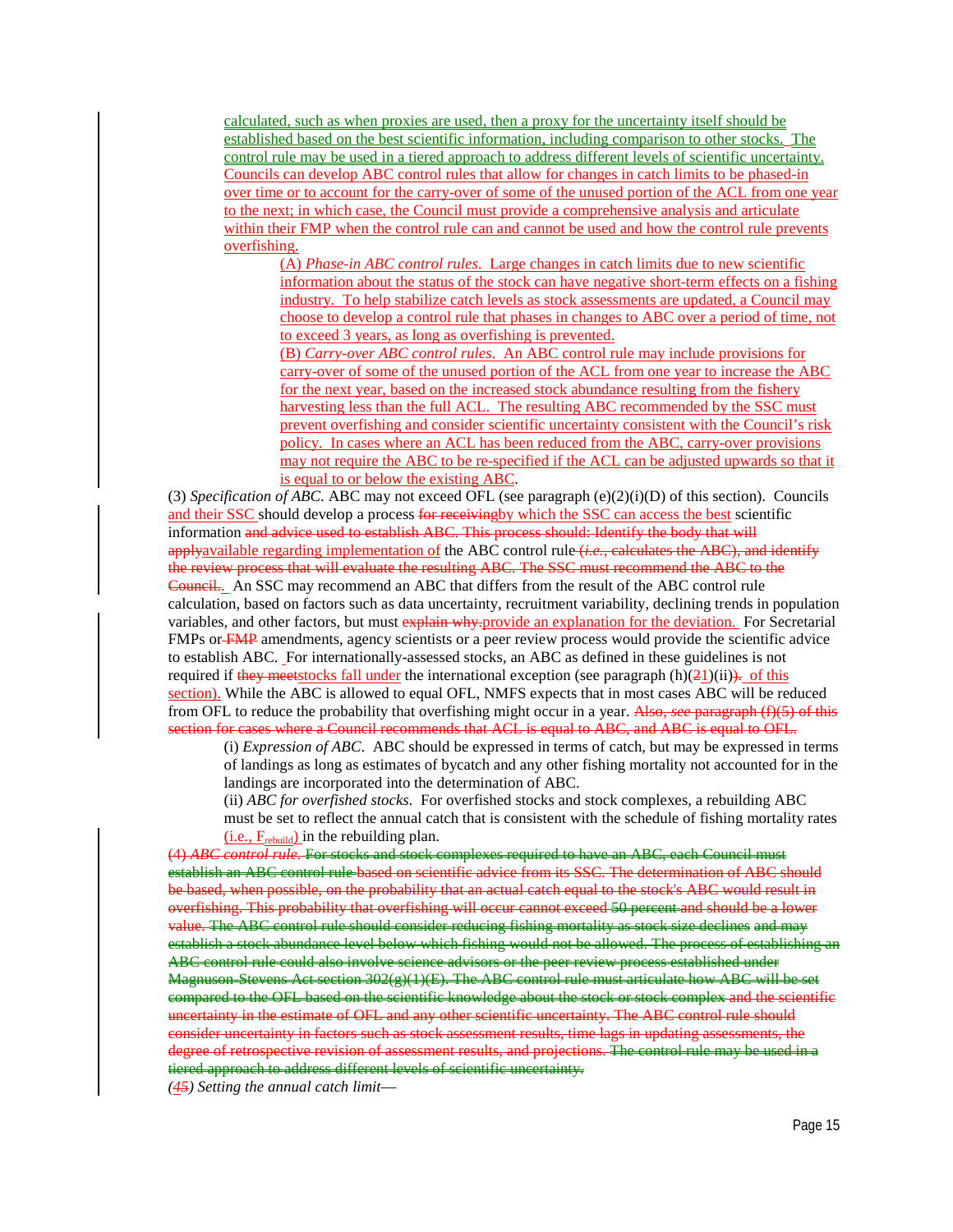calculated, such as when proxies are used, then a proxy for the uncertainty itself should be established based on the best scientific information, including comparison to other stocks. The control rule may be used in a tiered approach to address different levels of scientific uncertainty. Councils can develop ABC control rules that allow for changes in catch limits to be phased-in over time or to account for the carry-over of some of the unused portion of the ACL from one year to the next; in which case, the Council must provide a comprehensive analysis and articulate within their FMP when the control rule can and cannot be used and how the control rule prevents overfishing.

(A) *Phase-in ABC control rules*. Large changes in catch limits due to new scientific information about the status of the stock can have negative short-term effects on a fishing industry. To help stabilize catch levels as stock assessments are updated, a Council may choose to develop a control rule that phases in changes to ABC over a period of time, not to exceed 3 years, as long as overfishing is prevented.

(B) *Carry-over ABC control rules*. An ABC control rule may include provisions for carry-over of some of the unused portion of the ACL from one year to increase the ABC for the next year, based on the increased stock abundance resulting from the fishery harvesting less than the full ACL. The resulting ABC recommended by the SSC must prevent overfishing and consider scientific uncertainty consistent with the Council's risk policy. In cases where an ACL has been reduced from the ABC, carry-over provisions may not require the ABC to be re-specified if the ACL can be adjusted upwards so that it is equal to or below the existing ABC.

(3) *Specification of ABC.* ABC may not exceed OFL (see paragraph (e)(2)(i)(D) of this section). Councils and their SSC should develop a process ~~for receiving~~by which the SSC can access the best scientific information ~~and advice used to establish ABC. This process should: Identify the body that will apply~~available regarding implementation of the ABC control rule ~~(*i.e.*, calculates the ABC), and identify the review process that will evaluate the resulting ABC. The SSC must recommend the ABC to the Council.~~. An SSC may recommend an ABC that differs from the result of the ABC control rule calculation, based on factors such as data uncertainty, recruitment variability, declining trends in population variables, and other factors, but must ~~explain why.~~provide an explanation for the deviation. For Secretarial FMPs or ~~FMP~~ amendments, agency scientists or a peer review process would provide the scientific advice to establish ABC. For internationally-assessed stocks, an ABC as defined in these guidelines is not required if ~~they meet~~stocks fall under the international exception (see paragraph (h)(~~2~~1)(ii)~~)~~. of this section). While the ABC is allowed to equal OFL, NMFS expects that in most cases ABC will be reduced from OFL to reduce the probability that overfishing might occur in a year. ~~Also, *see* paragraph (f)(5) of this section for cases where a Council recommends that ACL is equal to ABC, and ABC is equal to OFL.~~

(i) *Expression of ABC*. ABC should be expressed in terms of catch, but may be expressed in terms of landings as long as estimates of bycatch and any other fishing mortality not accounted for in the landings are incorporated into the determination of ABC.

(ii) *ABC for overfished stocks*. For overfished stocks and stock complexes, a rebuilding ABC must be set to reflect the annual catch that is consistent with the schedule of fishing mortality rates (i.e., $F_{rebuild}$) in the rebuilding plan.

~~(4) *ABC control rule*. For stocks and stock complexes required to have an ABC, each Council must establish an ABC control rule based on scientific advice from its SSC. The determination of ABC should be based, when possible, on the probability that an actual catch equal to the stock's ABC would result in overfishing. This probability that overfishing will occur cannot exceed 50 percent and should be a lower value. The ABC control rule should consider reducing fishing mortality as stock size declines and may establish a stock abundance level below which fishing would not be allowed. The process of establishing an ABC control rule could also involve science advisors or the peer review process established under Magnuson-Stevens Act section 302(g)(1)(E). The ABC control rule must articulate how ABC will be set compared to the OFL based on the scientific knowledge about the stock or stock complex and the scientific uncertainty in the estimate of OFL and any other scientific uncertainty. The ABC control rule should consider uncertainty in factors such as stock assessment results, time lags in updating assessments, the degree of retrospective revision of assessment results, and projections. The control rule may be used in a tiered approach to address different levels of scientific uncertainty.~~

(~~4~~5) *Setting the annual catch limit*—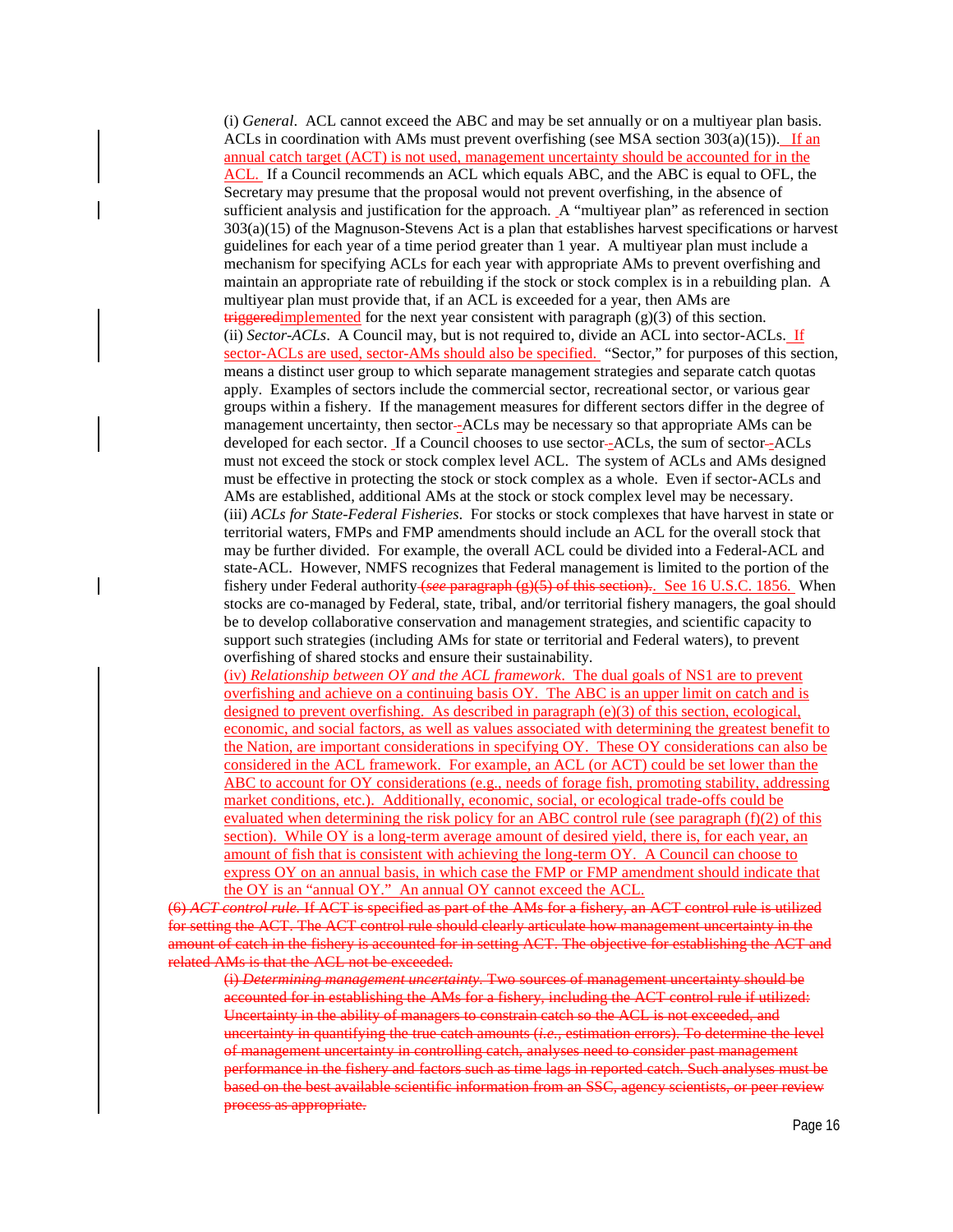(i) *General*. ACL cannot exceed the ABC and may be set annually or on a multiyear plan basis. ACLs in coordination with AMs must prevent overfishing (see MSA section 303(a)(15)). If an annual catch target (ACT) is not used, management uncertainty should be accounted for in the ACL. If a Council recommends an ACL which equals ABC, and the ABC is equal to OFL, the Secretary may presume that the proposal would not prevent overfishing, in the absence of sufficient analysis and justification for the approach. A "multiyear plan" as referenced in section 303(a)(15) of the Magnuson-Stevens Act is a plan that establishes harvest specifications or harvest guidelines for each year of a time period greater than 1 year. A multiyear plan must include a mechanism for specifying ACLs for each year with appropriate AMs to prevent overfishing and maintain an appropriate rate of rebuilding if the stock or stock complex is in a rebuilding plan. A multiyear plan must provide that, if an ACL is exceeded for a year, then AMs are ~~triggered~~implemented for the next year consistent with paragraph (g)(3) of this section.

(ii) *Sector-ACLs*. A Council may, but is not required to, divide an ACL into sector-ACLs. If sector-ACLs are used, sector-AMs should also be specified. "Sector," for purposes of this section, means a distinct user group to which separate management strategies and separate catch quotas apply. Examples of sectors include the commercial sector, recreational sector, or various gear groups within a fishery. If the management measures for different sectors differ in the degree of management uncertainty, then sector-ACLs may be necessary so that appropriate AMs can be developed for each sector. If a Council chooses to use sector-ACLs, the sum of sector-ACLs must not exceed the stock or stock complex level ACL. The system of ACLs and AMs designed must be effective in protecting the stock or stock complex as a whole. Even if sector-ACLs and AMs are established, additional AMs at the stock or stock complex level may be necessary.

(iii) *ACLs for State-Federal Fisheries*. For stocks or stock complexes that have harvest in state or territorial waters, FMPs and FMP amendments should include an ACL for the overall stock that may be further divided. For example, the overall ACL could be divided into a Federal-ACL and state-ACL. However, NMFS recognizes that Federal management is limited to the portion of the fishery under Federal authority ~~(*see* paragraph (g)(5) of this section)~~. See 16 U.S.C. 1856. When stocks are co-managed by Federal, state, tribal, and/or territorial fishery managers, the goal should be to develop collaborative conservation and management strategies, and scientific capacity to support such strategies (including AMs for state or territorial and Federal waters), to prevent overfishing of shared stocks and ensure their sustainability.

(iv) *Relationship between OY and the ACL framework*. The dual goals of NS1 are to prevent overfishing and achieve on a continuing basis OY. The ABC is an upper limit on catch and is designed to prevent overfishing. As described in paragraph (e)(3) of this section, ecological, economic, and social factors, as well as values associated with determining the greatest benefit to the Nation, are important considerations in specifying OY. These OY considerations can also be considered in the ACL framework. For example, an ACL (or ACT) could be set lower than the ABC to account for OY considerations (e.g., needs of forage fish, promoting stability, addressing market conditions, etc.). Additionally, economic, social, or ecological trade-offs could be evaluated when determining the risk policy for an ABC control rule (see paragraph (f)(2) of this section). While OY is a long-term average amount of desired yield, there is, for each year, an amount of fish that is consistent with achieving the long-term OY. A Council can choose to express OY on an annual basis, in which case the FMP or FMP amendment should indicate that the OY is an "annual OY." An annual OY cannot exceed the ACL.

~~(6) *ACT control rule.* If ACT is specified as part of the AMs for a fishery, an ACT control rule is utilized for setting the ACT. The ACT control rule should clearly articulate how management uncertainty in the amount of catch in the fishery is accounted for in setting ACT. The objective for establishing the ACT and related AMs is that the ACL not be exceeded.~~

~~(i) *Determining management uncertainty.* Two sources of management uncertainty should be accounted for in establishing the AMs for a fishery, including the ACT control rule if utilized: Uncertainty in the ability of managers to constrain catch so the ACL is not exceeded, and uncertainty in quantifying the true catch amounts (*i.e.*, estimation errors). To determine the level of management uncertainty in controlling catch, analyses need to consider past management performance in the fishery and factors such as time lags in reported catch. Such analyses must be based on the best available scientific information from an SSC, agency scientists, or peer review process as appropriate.~~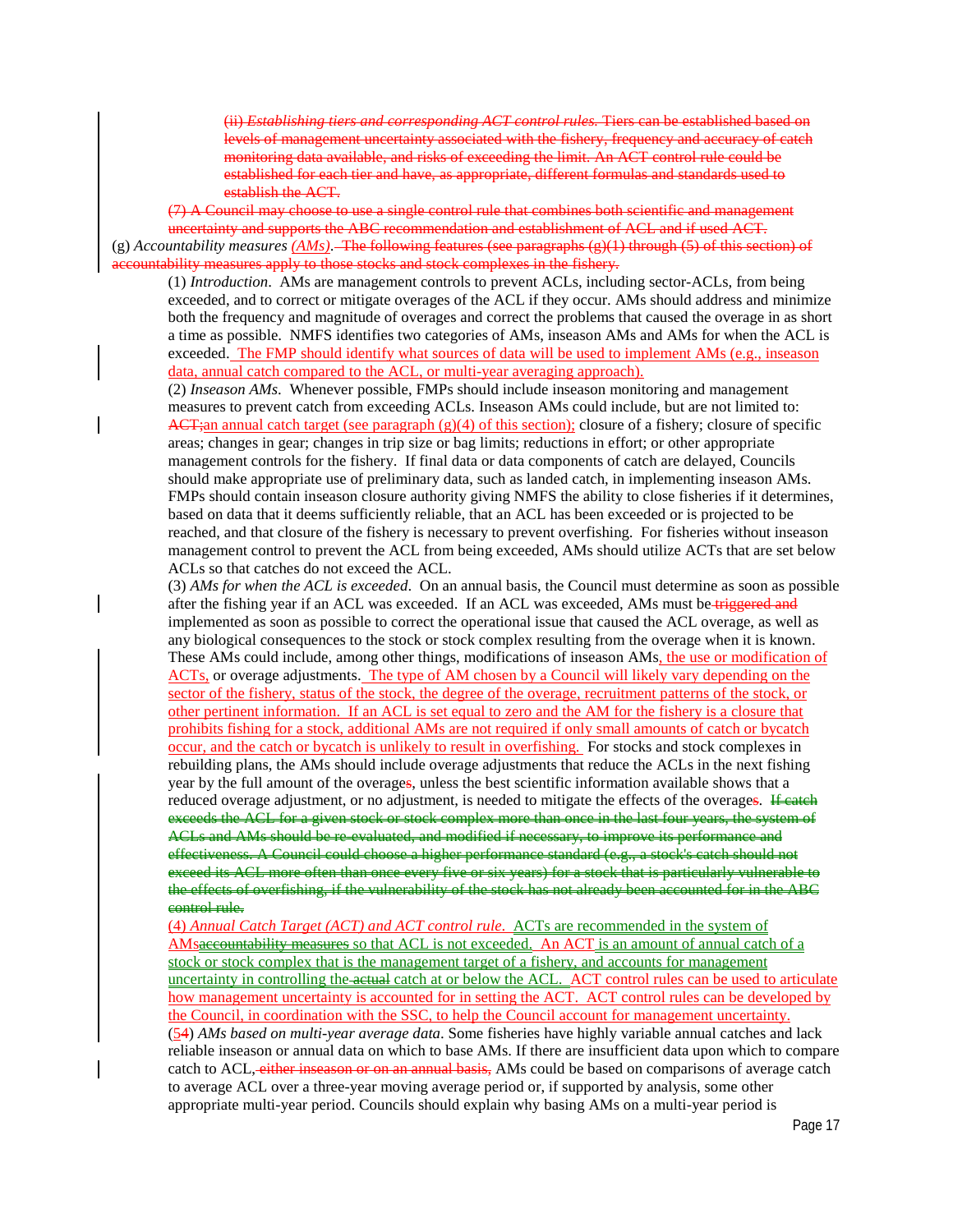(ii) *Establishing tiers and corresponding ACT control rules.* Tiers can be established based on levels of management uncertainty associated with the fishery, frequency and accuracy of catch monitoring data available, and risks of exceeding the limit. An ACT control rule could be established for each tier and have, as appropriate, different formulas and standards used to establish the ACT.

(7) A Council may choose to use a single control rule that combines both scientific and management uncertainty and supports the ABC recommendation and establishment of ACL and if used ACT.

(g) *Accountability measures (AMs).* The following features (see paragraphs (g)(1) through (5) of this section) of accountability measures apply to those stocks and stock complexes in the fishery.

(1) *Introduction*. AMs are management controls to prevent ACLs, including sector-ACLs, from being exceeded, and to correct or mitigate overages of the ACL if they occur. AMs should address and minimize both the frequency and magnitude of overages and correct the problems that caused the overage in as short a time as possible. NMFS identifies two categories of AMs, inseason AMs and AMs for when the ACL is exceeded. The FMP should identify what sources of data will be used to implement AMs (e.g., inseason data, annual catch compared to the ACL, or multi-year averaging approach).

(2) *Inseason AMs*. Whenever possible, FMPs should include inseason monitoring and management measures to prevent catch from exceeding ACLs. Inseason AMs could include, but are not limited to: ACT;an annual catch target (see paragraph (g)(4) of this section); closure of a fishery; closure of specific areas; changes in gear; changes in trip size or bag limits; reductions in effort; or other appropriate management controls for the fishery. If final data or data components of catch are delayed, Councils should make appropriate use of preliminary data, such as landed catch, in implementing inseason AMs. FMPs should contain inseason closure authority giving NMFS the ability to close fisheries if it determines, based on data that it deems sufficiently reliable, that an ACL has been exceeded or is projected to be reached, and that closure of the fishery is necessary to prevent overfishing. For fisheries without inseason management control to prevent the ACL from being exceeded, AMs should utilize ACTs that are set below ACLs so that catches do not exceed the ACL.

(3) *AMs for when the ACL is exceeded*. On an annual basis, the Council must determine as soon as possible after the fishing year if an ACL was exceeded. If an ACL was exceeded, AMs must be triggered and implemented as soon as possible to correct the operational issue that caused the ACL overage, as well as any biological consequences to the stock or stock complex resulting from the overage when it is known. These AMs could include, among other things, modifications of inseason AMs, the use or modification of ACTs, or overage adjustments. The type of AM chosen by a Council will likely vary depending on the sector of the fishery, status of the stock, the degree of the overage, recruitment patterns of the stock, or other pertinent information. If an ACL is set equal to zero and the AM for the fishery is a closure that prohibits fishing for a stock, additional AMs are not required if only small amounts of catch or bycatch occur, and the catch or bycatch is unlikely to result in overfishing. For stocks and stock complexes in rebuilding plans, the AMs should include overage adjustments that reduce the ACLs in the next fishing year by the full amount of the overages, unless the best scientific information available shows that a reduced overage adjustment, or no adjustment, is needed to mitigate the effects of the overages. If catch exceeds the ACL for a given stock or stock complex more than once in the last four years, the system of ACLs and AMs should be re-evaluated, and modified if necessary, to improve its performance and effectiveness. A Council could choose a higher performance standard (e.g., a stock's catch should not exceed its ACL more often than once every five or six years) for a stock that is particularly vulnerable to the effects of overfishing, if the vulnerability of the stock has not already been accounted for in the ABC control rule.

(4) *Annual Catch Target (ACT) and ACT control rule*. ACTs are recommended in the system of AMsaccountability measures so that ACL is not exceeded. An ACT is an amount of annual catch of a stock or stock complex that is the management target of a fishery, and accounts for management uncertainty in controlling the actual catch at or below the ACL. ACT control rules can be used to articulate how management uncertainty is accounted for in setting the ACT. ACT control rules can be developed by the Council, in coordination with the SSC, to help the Council account for management uncertainty.

(54) *AMs based on multi-year average data*. Some fisheries have highly variable annual catches and lack reliable inseason or annual data on which to base AMs. If there are insufficient data upon which to compare catch to ACL, either inseason or on an annual basis, AMs could be based on comparisons of average catch to average ACL over a three-year moving average period or, if supported by analysis, some other appropriate multi-year period. Councils should explain why basing AMs on a multi-year period is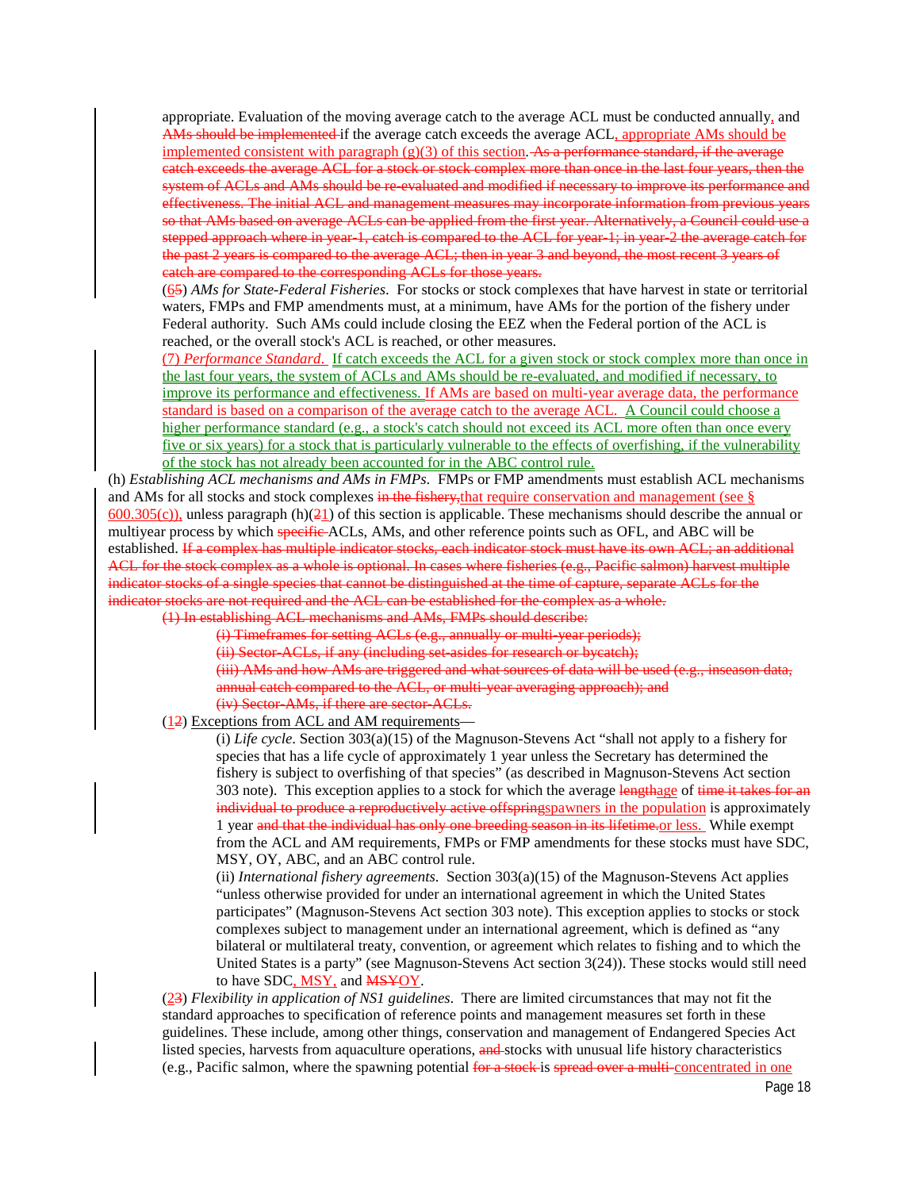appropriate. Evaluation of the moving average catch to the average ACL must be conducted annually, and ~~AMs should be implemented~~ if the average catch exceeds the average ACL, appropriate AMs should be implemented consistent with paragraph (g)(3) of this section. ~~As a performance standard, if the average catch exceeds the average ACL for a stock or stock complex more than once in the last four years, then the system of ACLs and AMs should be re-evaluated and modified if necessary to improve its performance and effectiveness. The initial ACL and management measures may incorporate information from previous years so that AMs based on average ACLs can be applied from the first year. Alternatively, a Council could use a stepped approach where in year-1, catch is compared to the ACL for year-1; in year-2 the average catch for the past 2 years is compared to the average ACL; then in year 3 and beyond, the most recent 3 years of catch are compared to the corresponding ACLs for those years.~~

(6~~5~~) *AMs for State-Federal Fisheries*. For stocks or stock complexes that have harvest in state or territorial waters, FMPs and FMP amendments must, at a minimum, have AMs for the portion of the fishery under Federal authority. Such AMs could include closing the EEZ when the Federal portion of the ACL is reached, or the overall stock's ACL is reached, or other measures.

(7) *Performance Standard*. If catch exceeds the ACL for a given stock or stock complex more than once in the last four years, the system of ACLs and AMs should be re-evaluated, and modified if necessary, to improve its performance and effectiveness. If AMs are based on multi-year average data, the performance standard is based on a comparison of the average catch to the average ACL. A Council could choose a higher performance standard (e.g., a stock's catch should not exceed its ACL more often than once every five or six years) for a stock that is particularly vulnerable to the effects of overfishing, if the vulnerability of the stock has not already been accounted for in the ABC control rule.

(h) *Establishing ACL mechanisms and AMs in FMPs*. FMPs or FMP amendments must establish ACL mechanisms and AMs for all stocks and stock complexes ~~in the fishery,~~that require conservation and management (see § 600.305(c)), unless paragraph (h)(1~~2~~) of this section is applicable. These mechanisms should describe the annual or multiyear process by which ~~specific~~ ACLs, AMs, and other reference points such as OFL, and ABC will be established. ~~If a complex has multiple indicator stocks, each indicator stock must have its own ACL; an additional ACL for the stock complex as a whole is optional. In cases where fisheries (e.g., Pacific salmon) harvest multiple indicator stocks of a single species that cannot be distinguished at the time of capture, separate ACLs for the indicator stocks are not required and the ACL can be established for the complex as a whole.~~

~~(1) In establishing ACL mechanisms and AMs, FMPs should describe:~~

~~(i) Timeframes for setting ACLs (e.g., annually or multi-year periods);~~

~~(ii) Sector-ACLs, if any (including set-asides for research or bycatch);~~

~~(iii) AMs and how AMs are triggered and what sources of data will be used (e.g., inseason data, annual catch compared to the ACL, or multi-year averaging approach); and~~

~~(iv) Sector-AMs, if there are sector-ACLs.~~

(1~~2~~) Exceptions from ACL and AM requirements—

(i) *Life cycle*. Section 303(a)(15) of the Magnuson-Stevens Act "shall not apply to a fishery for species that has a life cycle of approximately 1 year unless the Secretary has determined the fishery is subject to overfishing of that species" (as described in Magnuson-Stevens Act section 303 note). This exception applies to a stock for which the average ~~length~~age of ~~time it takes for an individual to produce a reproductively active offspring~~spawners in the population is approximately 1 year ~~and that the individual has only one breeding season in its lifetime.~~or less. While exempt from the ACL and AM requirements, FMPs or FMP amendments for these stocks must have SDC, MSY, OY, ABC, and an ABC control rule.

(ii) *International fishery agreements*. Section 303(a)(15) of the Magnuson-Stevens Act applies "unless otherwise provided for under an international agreement in which the United States participates" (Magnuson-Stevens Act section 303 note). This exception applies to stocks or stock complexes subject to management under an international agreement, which is defined as "any bilateral or multilateral treaty, convention, or agreement which relates to fishing and to which the United States is a party" (see Magnuson-Stevens Act section 3(24)). These stocks would still need to have SDC, MSY, and ~~MSY~~OY.

(2~~3~~) *Flexibility in application of NS1 guidelines*. There are limited circumstances that may not fit the standard approaches to specification of reference points and management measures set forth in these guidelines. These include, among other things, conservation and management of Endangered Species Act listed species, harvests from aquaculture operations, ~~and~~ stocks with unusual life history characteristics (e.g., Pacific salmon, where the spawning potential ~~for a stock~~ is ~~spread over a multi-~~concentrated in one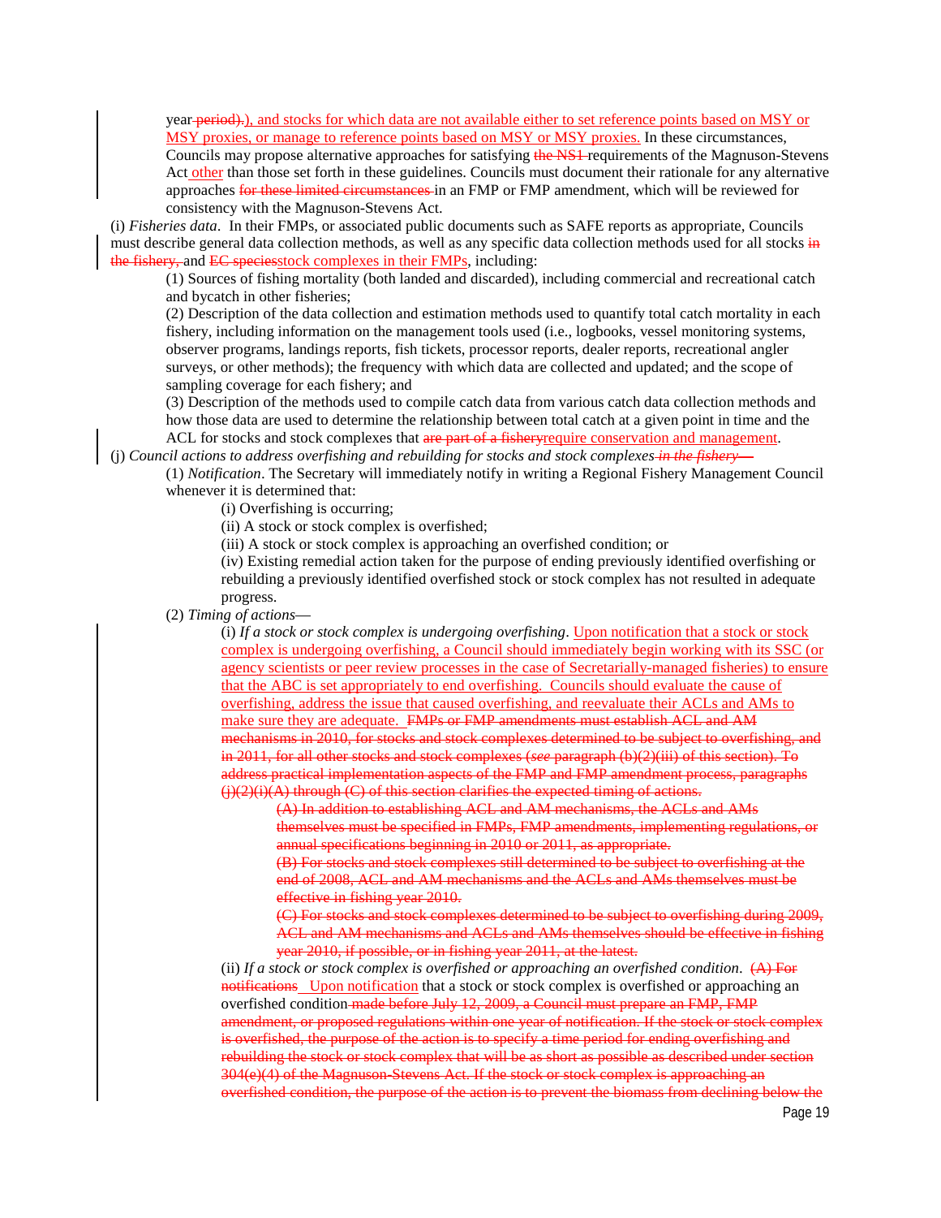year ~~period).~~), and stocks for which data are not available either to set reference points based on MSY or MSY proxies, or manage to reference points based on MSY or MSY proxies. In these circumstances, Councils may propose alternative approaches for satisfying ~~the NS1~~ requirements of the Magnuson-Stevens Act other than those set forth in these guidelines. Councils must document their rationale for any alternative approaches ~~for these limited circumstances~~ in an FMP or FMP amendment, which will be reviewed for consistency with the Magnuson-Stevens Act.

(i) *Fisheries data*. In their FMPs, or associated public documents such as SAFE reports as appropriate, Councils must describe general data collection methods, as well as any specific data collection methods used for all stocks ~~in the fishery,~~ and ~~EC species~~stock complexes in their FMPs, including:

(1) Sources of fishing mortality (both landed and discarded), including commercial and recreational catch and bycatch in other fisheries;

(2) Description of the data collection and estimation methods used to quantify total catch mortality in each fishery, including information on the management tools used (i.e., logbooks, vessel monitoring systems, observer programs, landings reports, fish tickets, processor reports, dealer reports, recreational angler surveys, or other methods); the frequency with which data are collected and updated; and the scope of sampling coverage for each fishery; and

(3) Description of the methods used to compile catch data from various catch data collection methods and how those data are used to determine the relationship between total catch at a given point in time and the ACL for stocks and stock complexes that ~~are part of a fishery~~require conservation and management.

(j) *Council actions to address overfishing and rebuilding for stocks and stock complexes* ~~*in the fishery—*~~

(1) *Notification*. The Secretary will immediately notify in writing a Regional Fishery Management Council whenever it is determined that:

(i) Overfishing is occurring;

(ii) A stock or stock complex is overfished;

(iii) A stock or stock complex is approaching an overfished condition; or

(iv) Existing remedial action taken for the purpose of ending previously identified overfishing or rebuilding a previously identified overfished stock or stock complex has not resulted in adequate progress.

(2) *Timing of actions*—

(i) *If a stock or stock complex is undergoing overfishing*. Upon notification that a stock or stock complex is undergoing overfishing, a Council should immediately begin working with its SSC (or agency scientists or peer review processes in the case of Secretarially-managed fisheries) to ensure that the ABC is set appropriately to end overfishing. Councils should evaluate the cause of overfishing, address the issue that caused overfishing, and reevaluate their ACLs and AMs to make sure they are adequate. ~~FMPs or FMP amendments must establish ACL and AM mechanisms in 2010, for stocks and stock complexes determined to be subject to overfishing, and in 2011, for all other stocks and stock complexes (*see* paragraph (b)(2)(iii) of this section). To address practical implementation aspects of the FMP and FMP amendment process, paragraphs (j)(2)(i)(A) through (C) of this section clarifies the expected timing of actions.~~

~~(A) In addition to establishing ACL and AM mechanisms, the ACLs and AMs themselves must be specified in FMPs, FMP amendments, implementing regulations, or annual specifications beginning in 2010 or 2011, as appropriate.~~

~~(B) For stocks and stock complexes still determined to be subject to overfishing at the end of 2008, ACL and AM mechanisms and the ACLs and AMs themselves must be effective in fishing year 2010.~~

~~(C) For stocks and stock complexes determined to be subject to overfishing during 2009, ACL and AM mechanisms and ACLs and AMs themselves should be effective in fishing year 2010, if possible, or in fishing year 2011, at the latest.~~

(ii) *If a stock or stock complex is overfished or approaching an overfished condition*. ~~(A) For notifications~~ Upon notification that a stock or stock complex is overfished or approaching an overfished condition ~~made before July 12, 2009, a Council must prepare an FMP, FMP amendment, or proposed regulations within one year of notification. If the stock or stock complex is overfished, the purpose of the action is to specify a time period for ending overfishing and rebuilding the stock or stock complex that will be as short as possible as described under section 304(e)(4) of the Magnuson-Stevens Act. If the stock or stock complex is approaching an overfished condition, the purpose of the action is to prevent the biomass from declining below the~~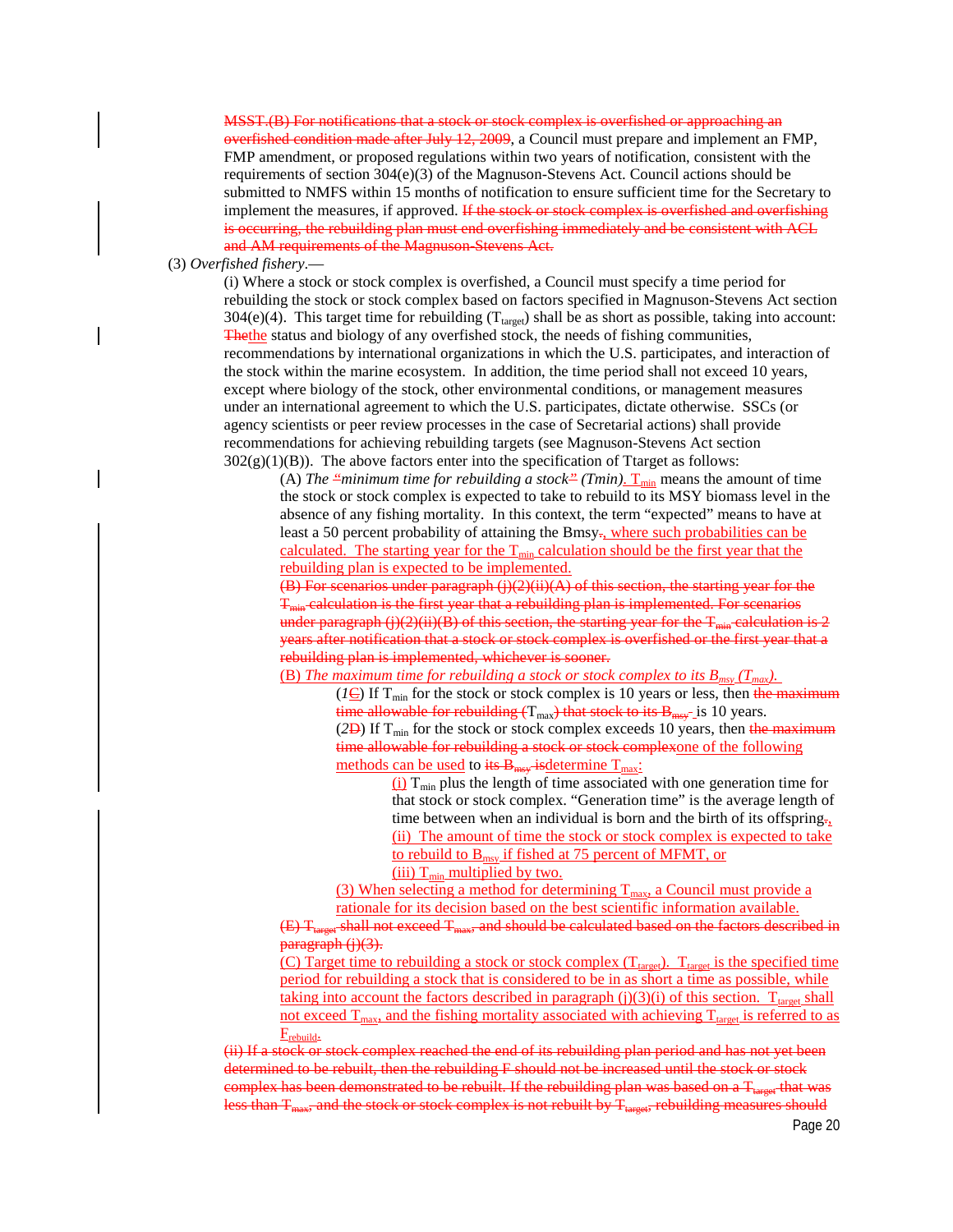MSST.(B) For notifications that a stock or stock complex is overfished or approaching an overfished condition made after July 12, 2009, a Council must prepare and implement an FMP, FMP amendment, or proposed regulations within two years of notification, consistent with the requirements of section 304(e)(3) of the Magnuson-Stevens Act. Council actions should be submitted to NMFS within 15 months of notification to ensure sufficient time for the Secretary to implement the measures, if approved. If the stock or stock complex is overfished and overfishing is occurring, the rebuilding plan must end overfishing immediately and be consistent with ACL and AM requirements of the Magnuson-Stevens Act.

(3) *Overfished fishery*.—

(i) Where a stock or stock complex is overfished, a Council must specify a time period for rebuilding the stock or stock complex based on factors specified in Magnuson-Stevens Act section 304(e)(4). This target time for rebuilding ($T_{target}$) shall be as short as possible, taking into account: Thethe status and biology of any overfished stock, the needs of fishing communities, recommendations by international organizations in which the U.S. participates, and interaction of the stock within the marine ecosystem. In addition, the time period shall not exceed 10 years, except where biology of the stock, other environmental conditions, or management measures under an international agreement to which the U.S. participates, dictate otherwise. SSCs (or agency scientists or peer review processes in the case of Secretarial actions) shall provide recommendations for achieving rebuilding targets (see Magnuson-Stevens Act section 302(g)(1)(B)). The above factors enter into the specification of Ttarget as follows:

(A) *The "minimum time for rebuilding a stock" (Tmin)*. $T_{min}$ means the amount of time the stock or stock complex is expected to take to rebuild to its MSY biomass level in the absence of any fishing mortality. In this context, the term "expected" means to have at least a 50 percent probability of attaining the Bmsy., where such probabilities can be calculated. The starting year for the $T_{min}$ calculation should be the first year that the rebuilding plan is expected to be implemented.

(B) For scenarios under paragraph (j)(2)(ii)(A) of this section, the starting year for the $T_{min}$ calculation is the first year that a rebuilding plan is implemented. For scenarios under paragraph (j)(2)(ii)(B) of this section, the starting year for the $T_{min}$ calculation is 2 years after notification that a stock or stock complex is overfished or the first year that a rebuilding plan is implemented, whichever is sooner.

(B) *The maximum time for rebuilding a stock or stock complex to its $B_{msy}$ ($T_{max}$).*

(*1*C) If $T_{min}$ for the stock or stock complex is 10 years or less, then the maximum time allowable for rebuilding ($T_{max}$) that stock to its $B_{msy}$ is 10 years.

(*2*D) If $T_{min}$ for the stock or stock complex exceeds 10 years, then the maximum time allowable for rebuilding a stock or stock complexone of the following methods can be used to its $B_{msy}$ isdetermine $T_{max}$:

(i) $T_{min}$ plus the length of time associated with one generation time for that stock or stock complex. "Generation time" is the average length of time between when an individual is born and the birth of its offspring.,

(ii) The amount of time the stock or stock complex is expected to take to rebuild to $B_{msy}$ if fished at 75 percent of MFMT, or

(iii) $T_{min}$ multiplied by two.

(3) When selecting a method for determining $T_{max}$, a Council must provide a rationale for its decision based on the best scientific information available.

(E) $T_{target}$ shall not exceed $T_{max}$, and should be calculated based on the factors described in paragraph (j)(3).

(C) Target time to rebuilding a stock or stock complex ($T_{target}$). $T_{target}$ is the specified time period for rebuilding a stock that is considered to be in as short a time as possible, while taking into account the factors described in paragraph (j)(3)(i) of this section. $T_{target}$ shall not exceed $T_{max}$, and the fishing mortality associated with achieving $T_{target}$ is referred to as $F_{rebuild}$.

(ii) If a stock or stock complex reached the end of its rebuilding plan period and has not yet been determined to be rebuilt, then the rebuilding F should not be increased until the stock or stock complex has been demonstrated to be rebuilt. If the rebuilding plan was based on a $T_{target}$ that was less than $T_{max}$, and the stock or stock complex is not rebuilt by $T_{target}$, rebuilding measures should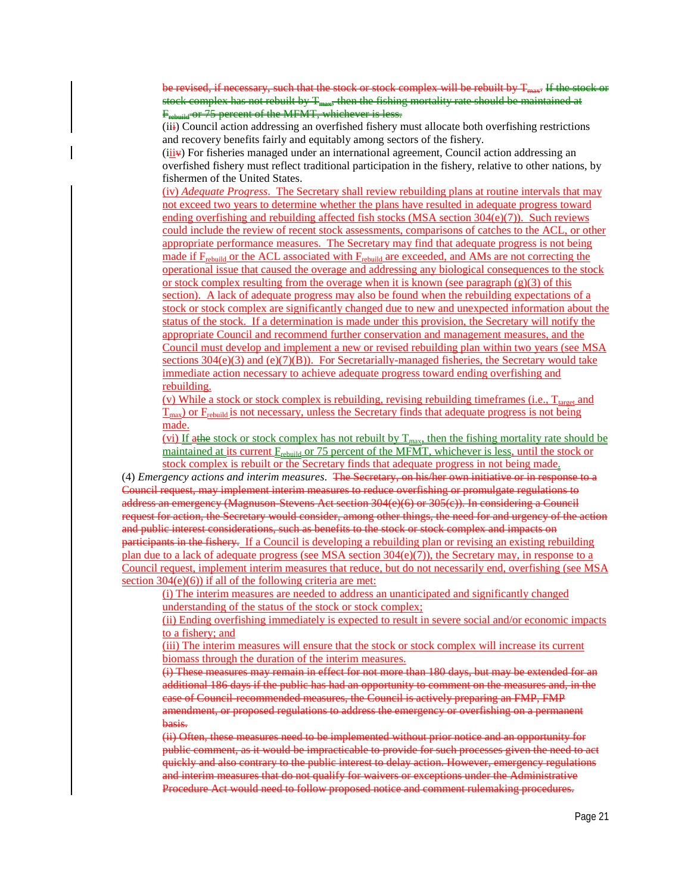be revised, if necessary, such that the stock or stock complex will be rebuilt by $T_{max}$. ~~If the stock or stock complex has not rebuilt by $T_{max}$, then the fishing mortality rate should be maintained at $F_{rebuild}$ or 75 percent of the MFMT, whichever is less.~~

(ii~~i~~) Council action addressing an overfished fishery must allocate both overfishing restrictions and recovery benefits fairly and equitably among sectors of the fishery.

(iii~~v~~) For fisheries managed under an international agreement, Council action addressing an overfished fishery must reflect traditional participation in the fishery, relative to other nations, by fishermen of the United States.

(iv) *Adequate Progress*. The Secretary shall review rebuilding plans at routine intervals that may not exceed two years to determine whether the plans have resulted in adequate progress toward ending overfishing and rebuilding affected fish stocks (MSA section 304(e)(7)). Such reviews could include the review of recent stock assessments, comparisons of catches to the ACL, or other appropriate performance measures. The Secretary may find that adequate progress is not being made if $F_{rebuild}$ or the ACL associated with $F_{rebuild}$ are exceeded, and AMs are not correcting the operational issue that caused the overage and addressing any biological consequences to the stock or stock complex resulting from the overage when it is known (see paragraph (g)(3) of this section). A lack of adequate progress may also be found when the rebuilding expectations of a stock or stock complex are significantly changed due to new and unexpected information about the status of the stock. If a determination is made under this provision, the Secretary will notify the appropriate Council and recommend further conservation and management measures, and the Council must develop and implement a new or revised rebuilding plan within two years (see MSA sections 304(e)(3) and (e)(7)(B)). For Secretarially-managed fisheries, the Secretary would take immediate action necessary to achieve adequate progress toward ending overfishing and rebuilding.

(v) While a stock or stock complex is rebuilding, revising rebuilding timeframes (i.e., $T_{target}$ and $T_{max}$) or $F_{rebuild}$ is not necessary, unless the Secretary finds that adequate progress is not being made.

(vi) If a~~the~~ stock or stock complex has not rebuilt by $T_{max}$, then the fishing mortality rate should be maintained at its current $F_{rebuild}$ or 75 percent of the MFMT, whichever is less, until the stock or stock complex is rebuilt or the Secretary finds that adequate progress in not being made.

(4) *Emergency actions and interim measures*. ~~The Secretary, on his/her own initiative or in response to a Council request, may implement interim measures to reduce overfishing or promulgate regulations to address an emergency (Magnuson-Stevens Act section 304(e)(6) or 305(c)). In considering a Council request for action, the Secretary would consider, among other things, the need for and urgency of the action and public interest considerations, such as benefits to the stock or stock complex and impacts on participants in the fishery.~~ If a Council is developing a rebuilding plan or revising an existing rebuilding plan due to a lack of adequate progress (see MSA section 304(e)(7)), the Secretary may, in response to a Council request, implement interim measures that reduce, but do not necessarily end, overfishing (see MSA section 304(e)(6)) if all of the following criteria are met:

(i) The interim measures are needed to address an unanticipated and significantly changed understanding of the status of the stock or stock complex;

(ii) Ending overfishing immediately is expected to result in severe social and/or economic impacts to a fishery; and

(iii) The interim measures will ensure that the stock or stock complex will increase its current biomass through the duration of the interim measures.

~~(i) These measures may remain in effect for not more than 180 days, but may be extended for an additional 186 days if the public has had an opportunity to comment on the measures and, in the case of Council-recommended measures, the Council is actively preparing an FMP, FMP amendment, or proposed regulations to address the emergency or overfishing on a permanent basis.~~

~~(ii) Often, these measures need to be implemented without prior notice and an opportunity for public comment, as it would be impracticable to provide for such processes given the need to act quickly and also contrary to the public interest to delay action. However, emergency regulations and interim measures that do not qualify for waivers or exceptions under the Administrative Procedure Act would need to follow proposed notice and comment rulemaking procedures.~~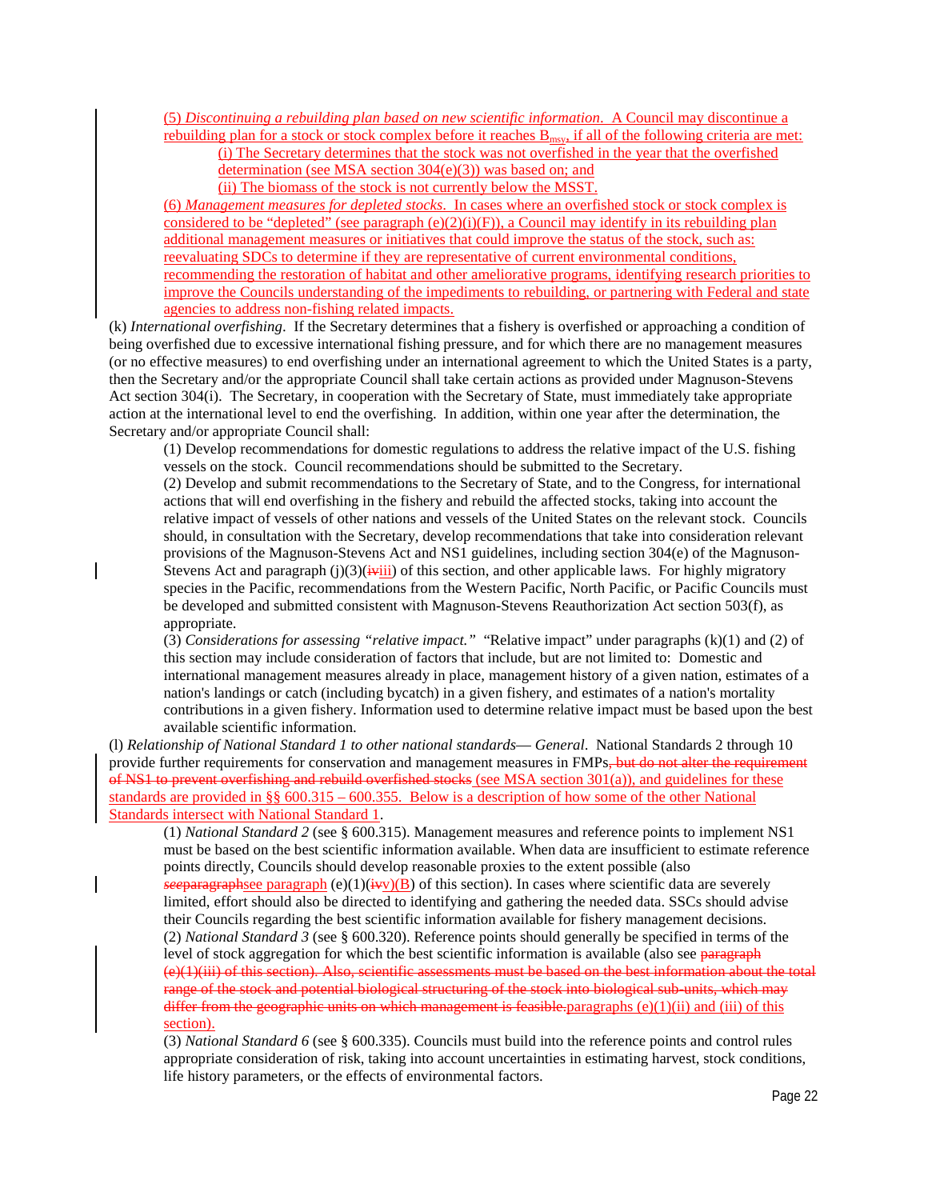(5) *Discontinuing a rebuilding plan based on new scientific information*. A Council may discontinue a rebuilding plan for a stock or stock complex before it reaches $B_{msy}$, if all of the following criteria are met:

(i) The Secretary determines that the stock was not overfished in the year that the overfished determination (see MSA section 304(e)(3)) was based on; and

(ii) The biomass of the stock is not currently below the MSST.

(6) *Management measures for depleted stocks*. In cases where an overfished stock or stock complex is considered to be "depleted" (see paragraph (e)(2)(i)(F)), a Council may identify in its rebuilding plan additional management measures or initiatives that could improve the status of the stock, such as: reevaluating SDCs to determine if they are representative of current environmental conditions, recommending the restoration of habitat and other ameliorative programs, identifying research priorities to improve the Councils understanding of the impediments to rebuilding, or partnering with Federal and state agencies to address non-fishing related impacts.

(k) *International overfishing*. If the Secretary determines that a fishery is overfished or approaching a condition of being overfished due to excessive international fishing pressure, and for which there are no management measures (or no effective measures) to end overfishing under an international agreement to which the United States is a party, then the Secretary and/or the appropriate Council shall take certain actions as provided under Magnuson-Stevens Act section 304(i). The Secretary, in cooperation with the Secretary of State, must immediately take appropriate action at the international level to end the overfishing. In addition, within one year after the determination, the Secretary and/or appropriate Council shall:

(1) Develop recommendations for domestic regulations to address the relative impact of the U.S. fishing vessels on the stock. Council recommendations should be submitted to the Secretary.

(2) Develop and submit recommendations to the Secretary of State, and to the Congress, for international actions that will end overfishing in the fishery and rebuild the affected stocks, taking into account the relative impact of vessels of other nations and vessels of the United States on the relevant stock. Councils should, in consultation with the Secretary, develop recommendations that take into consideration relevant provisions of the Magnuson-Stevens Act and NS1 guidelines, including section 304(e) of the Magnuson-Stevens Act and paragraph (j)(3)(~~iv~~iii) of this section, and other applicable laws. For highly migratory species in the Pacific, recommendations from the Western Pacific, North Pacific, or Pacific Councils must be developed and submitted consistent with Magnuson-Stevens Reauthorization Act section 503(f), as appropriate.

(3) *Considerations for assessing "relative impact."* "Relative impact" under paragraphs (k)(1) and (2) of this section may include consideration of factors that include, but are not limited to: Domestic and international management measures already in place, management history of a given nation, estimates of a nation's landings or catch (including bycatch) in a given fishery, and estimates of a nation's mortality contributions in a given fishery. Information used to determine relative impact must be based upon the best available scientific information.

(l) *Relationship of National Standard 1 to other national standards— General*. National Standards 2 through 10 provide further requirements for conservation and management measures in FMPs~~, but do not alter the requirement of NS1 to prevent overfishing and rebuild overfished stocks~~ (see MSA section 301(a)), and guidelines for these standards are provided in §§ 600.315 – 600.355. Below is a description of how some of the other National Standards intersect with National Standard 1.

(1) *National Standard 2* (see § 600.315). Management measures and reference points to implement NS1 must be based on the best scientific information available. When data are insufficient to estimate reference points directly, Councils should develop reasonable proxies to the extent possible (also ~~*see*paragraph~~see paragraph (e)(1)(~~iv~~v)(B) of this section). In cases where scientific data are severely limited, effort should also be directed to identifying and gathering the needed data. SSCs should advise their Councils regarding the best scientific information available for fishery management decisions.

(2) *National Standard 3* (see § 600.320). Reference points should generally be specified in terms of the level of stock aggregation for which the best scientific information is available (also see ~~paragraph (e)(1)(iii) of this section). Also, scientific assessments must be based on the best information about the total range of the stock and potential biological structuring of the stock into biological sub-units, which may differ from the geographic units on which management is feasible.~~paragraphs (e)(1)(ii) and (iii) of this section).

(3) *National Standard 6* (see § 600.335). Councils must build into the reference points and control rules appropriate consideration of risk, taking into account uncertainties in estimating harvest, stock conditions, life history parameters, or the effects of environmental factors.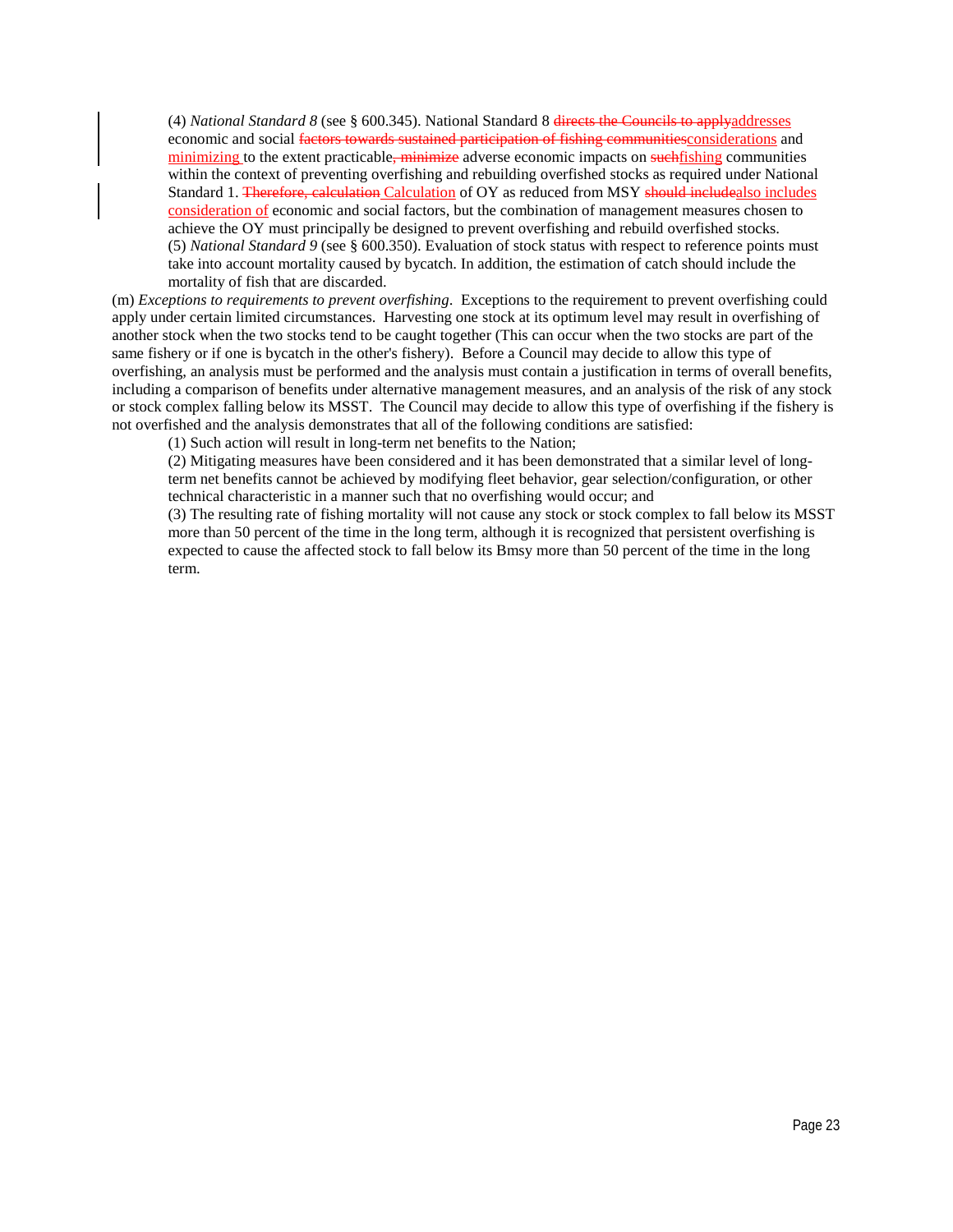(4) *National Standard 8* (see § 600.345). National Standard 8 ~~directs the Councils to apply~~addresses economic and social ~~factors towards sustained participation of fishing communities~~considerations and minimizing to the extent practicable~~, minimize~~ adverse economic impacts on ~~such~~fishing communities within the context of preventing overfishing and rebuilding overfished stocks as required under National Standard 1. ~~Therefore, calculation~~ Calculation of OY as reduced from MSY ~~should include~~also includes consideration of economic and social factors, but the combination of management measures chosen to achieve the OY must principally be designed to prevent overfishing and rebuild overfished stocks.

(5) *National Standard 9* (see § 600.350). Evaluation of stock status with respect to reference points must take into account mortality caused by bycatch. In addition, the estimation of catch should include the mortality of fish that are discarded.

(m) *Exceptions to requirements to prevent overfishing*. Exceptions to the requirement to prevent overfishing could apply under certain limited circumstances. Harvesting one stock at its optimum level may result in overfishing of another stock when the two stocks tend to be caught together (This can occur when the two stocks are part of the same fishery or if one is bycatch in the other's fishery). Before a Council may decide to allow this type of overfishing, an analysis must be performed and the analysis must contain a justification in terms of overall benefits, including a comparison of benefits under alternative management measures, and an analysis of the risk of any stock or stock complex falling below its MSST. The Council may decide to allow this type of overfishing if the fishery is not overfished and the analysis demonstrates that all of the following conditions are satisfied:

(1) Such action will result in long-term net benefits to the Nation;

(2) Mitigating measures have been considered and it has been demonstrated that a similar level of long-term net benefits cannot be achieved by modifying fleet behavior, gear selection/configuration, or other technical characteristic in a manner such that no overfishing would occur; and

(3) The resulting rate of fishing mortality will not cause any stock or stock complex to fall below its MSST more than 50 percent of the time in the long term, although it is recognized that persistent overfishing is expected to cause the affected stock to fall below its Bmsy more than 50 percent of the time in the long term.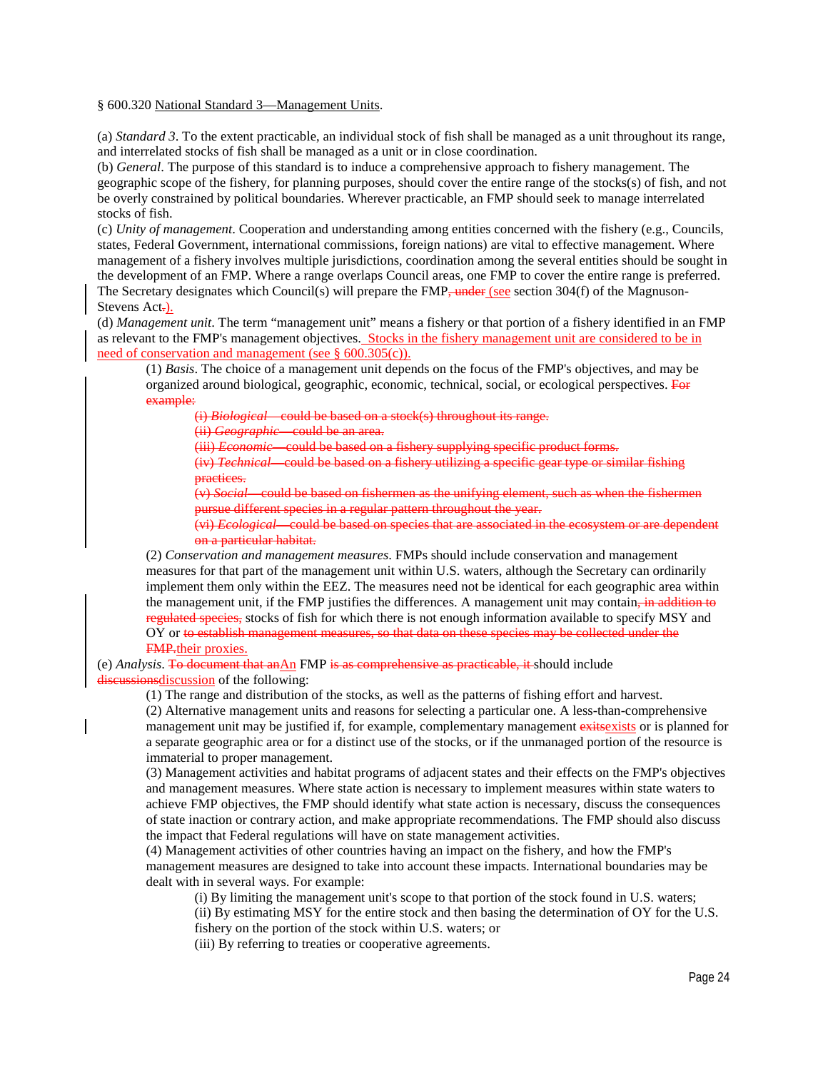§ 600.320 <u>National Standard 3—Management Units</u>.

(a) *Standard 3*. To the extent practicable, an individual stock of fish shall be managed as a unit throughout its range, and interrelated stocks of fish shall be managed as a unit or in close coordination.

(b) *General*. The purpose of this standard is to induce a comprehensive approach to fishery management. The geographic scope of the fishery, for planning purposes, should cover the entire range of the stocks(s) of fish, and not be overly constrained by political boundaries. Wherever practicable, an FMP should seek to manage interrelated stocks of fish.

(c) *Unity of management*. Cooperation and understanding among entities concerned with the fishery (e.g., Councils, states, Federal Government, international commissions, foreign nations) are vital to effective management. Where management of a fishery involves multiple jurisdictions, coordination among the several entities should be sought in the development of an FMP. Where a range overlaps Council areas, one FMP to cover the entire range is preferred. The Secretary designates which Council(s) will prepare the FMP~~, under~~ <u>(see</u> section 304(f) of the Magnuson-Stevens Act~~.~~<u>).</u>

(d) *Management unit*. The term “management unit” means a fishery or that portion of a fishery identified in an FMP as relevant to the FMP's management objectives.<u> Stocks in the fishery management unit are considered to be in need of conservation and management (see § 600.305(c)).</u>

(1) *Basis*. The choice of a management unit depends on the focus of the FMP's objectives, and may be organized around biological, geographic, economic, technical, social, or ecological perspectives. ~~For example:~~

~~(i) *Biological*—could be based on a stock(s) throughout its range.~~

~~(ii) *Geographic*—could be an area.~~

~~(iii) *Economic*—could be based on a fishery supplying specific product forms.~~

~~(iv) *Technical*—could be based on a fishery utilizing a specific gear type or similar fishing practices.~~

~~(v) *Social*—could be based on fishermen as the unifying element, such as when the fishermen pursue different species in a regular pattern throughout the year.~~

~~(vi) *Ecological*—could be based on species that are associated in the ecosystem or are dependent on a particular habitat.~~

(2) *Conservation and management measures*. FMPs should include conservation and management measures for that part of the management unit within U.S. waters, although the Secretary can ordinarily implement them only within the EEZ. The measures need not be identical for each geographic area within the management unit, if the FMP justifies the differences. A management unit may contain~~, in addition to regulated species,~~ stocks of fish for which there is not enough information available to specify MSY and OY or ~~to establish management measures, so that data on these species may be collected under the FMP.~~<u>their proxies.</u>

(e) *Analysis*. ~~To document that an~~<u>An</u> FMP ~~is as comprehensive as practicable, it~~ should include ~~discussions~~<u>discussion</u> of the following:

(1) The range and distribution of the stocks, as well as the patterns of fishing effort and harvest.

(2) Alternative management units and reasons for selecting a particular one. A less-than-comprehensive management unit may be justified if, for example, complementary management ~~exits~~<u>exists</u> or is planned for a separate geographic area or for a distinct use of the stocks, or if the unmanaged portion of the resource is immaterial to proper management.

(3) Management activities and habitat programs of adjacent states and their effects on the FMP's objectives and management measures. Where state action is necessary to implement measures within state waters to achieve FMP objectives, the FMP should identify what state action is necessary, discuss the consequences of state inaction or contrary action, and make appropriate recommendations. The FMP should also discuss the impact that Federal regulations will have on state management activities.

(4) Management activities of other countries having an impact on the fishery, and how the FMP's management measures are designed to take into account these impacts. International boundaries may be dealt with in several ways. For example:

(i) By limiting the management unit's scope to that portion of the stock found in U.S. waters;

(ii) By estimating MSY for the entire stock and then basing the determination of OY for the U.S. fishery on the portion of the stock within U.S. waters; or

(iii) By referring to treaties or cooperative agreements.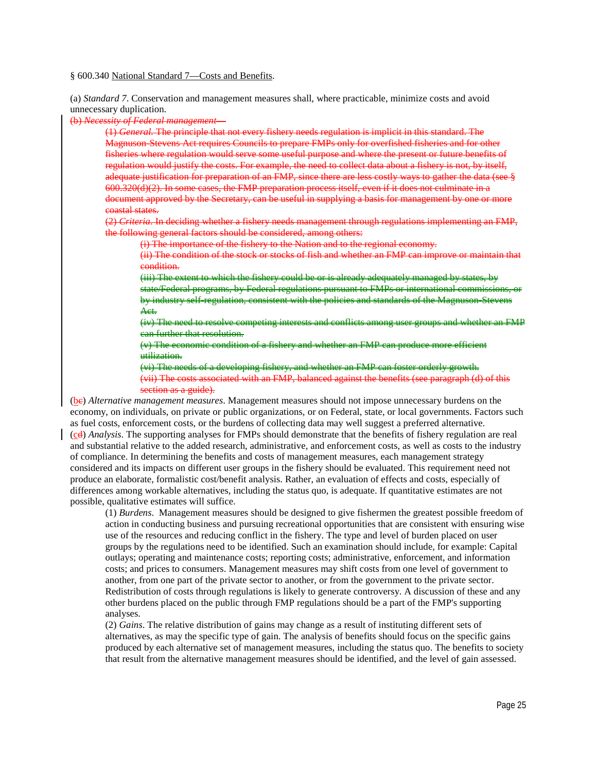§ 600.340 National Standard 7—Costs and Benefits.

(a) *Standard 7*. Conservation and management measures shall, where practicable, minimize costs and avoid unnecessary duplication.

~~(b) *Necessity of Federal management*—~~

> ~~(1) *General*. The principle that not every fishery needs regulation is implicit in this standard. The Magnuson-Stevens Act requires Councils to prepare FMPs only for overfished fisheries and for other fisheries where regulation would serve some useful purpose and where the present or future benefits of regulation would justify the costs. For example, the need to collect data about a fishery is not, by itself, adequate justification for preparation of an FMP, since there are less costly ways to gather the data (see § 600.320(d)(2). In some cases, the FMP preparation process itself, even if it does not culminate in a document approved by the Secretary, can be useful in supplying a basis for management by one or more coastal states.~~
>
> ~~(2) *Criteria*. In deciding whether a fishery needs management through regulations implementing an FMP, the following general factors should be considered, among others:~~
>
> > ~~(i) The importance of the fishery to the Nation and to the regional economy.~~
> >
> > ~~(ii) The condition of the stock or stocks of fish and whether an FMP can improve or maintain that condition.~~
> >
> > ~~(iii) The extent to which the fishery could be or is already adequately managed by states, by state/Federal programs, by Federal regulations pursuant to FMPs or international commissions, or by industry self-regulation, consistent with the policies and standards of the Magnuson-Stevens Act.~~
> >
> > ~~(iv) The need to resolve competing interests and conflicts among user groups and whether an FMP can further that resolution.~~
> >
> > ~~(v) The economic condition of a fishery and whether an FMP can produce more efficient utilization.~~
> >
> > ~~(vi) The needs of a developing fishery, and whether an FMP can foster orderly growth.~~
> >
> > ~~(vii) The costs associated with an FMP, balanced against the benefits (see paragraph (d) of this section as a guide).~~

(b~~c~~) *Alternative management measures*. Management measures should not impose unnecessary burdens on the economy, on individuals, on private or public organizations, or on Federal, state, or local governments. Factors such as fuel costs, enforcement costs, or the burdens of collecting data may well suggest a preferred alternative.

(c~~d~~) *Analysis*. The supporting analyses for FMPs should demonstrate that the benefits of fishery regulation are real and substantial relative to the added research, administrative, and enforcement costs, as well as costs to the industry of compliance. In determining the benefits and costs of management measures, each management strategy considered and its impacts on different user groups in the fishery should be evaluated. This requirement need not produce an elaborate, formalistic cost/benefit analysis. Rather, an evaluation of effects and costs, especially of differences among workable alternatives, including the status quo, is adequate. If quantitative estimates are not possible, qualitative estimates will suffice.

> (1) *Burdens*. Management measures should be designed to give fishermen the greatest possible freedom of action in conducting business and pursuing recreational opportunities that are consistent with ensuring wise use of the resources and reducing conflict in the fishery. The type and level of burden placed on user groups by the regulations need to be identified. Such an examination should include, for example: Capital outlays; operating and maintenance costs; reporting costs; administrative, enforcement, and information costs; and prices to consumers. Management measures may shift costs from one level of government to another, from one part of the private sector to another, or from the government to the private sector. Redistribution of costs through regulations is likely to generate controversy. A discussion of these and any other burdens placed on the public through FMP regulations should be a part of the FMP's supporting analyses.
>
> (2) *Gains*. The relative distribution of gains may change as a result of instituting different sets of alternatives, as may the specific type of gain. The analysis of benefits should focus on the specific gains produced by each alternative set of management measures, including the status quo. The benefits to society that result from the alternative management measures should be identified, and the level of gain assessed.